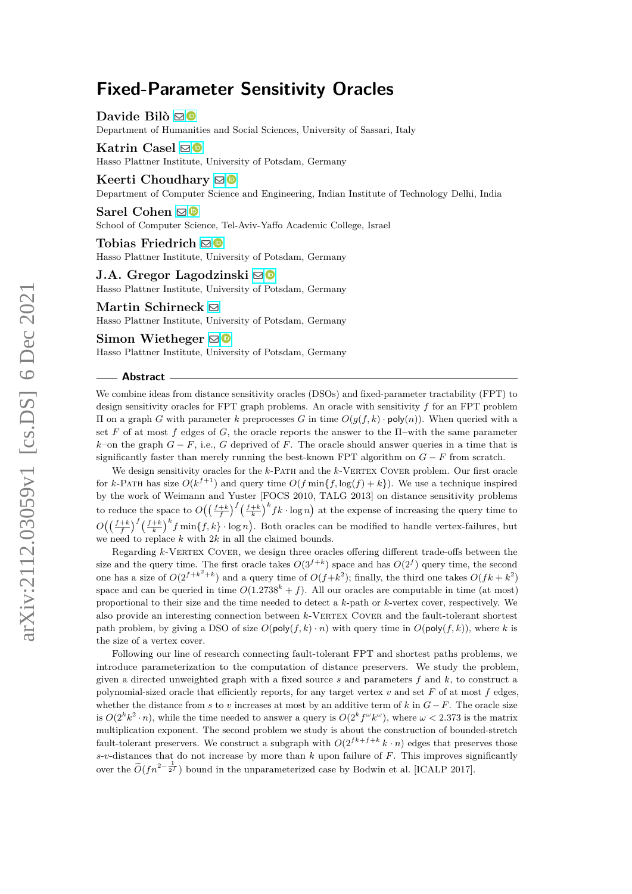# Fixed-Parameter Sensitivity Oracles

**Davide Bilò**
Department of Humanities and Social Sciences, University of Sassari, Italy

**Katrin Casel**
Hasso Plattner Institute, University of Potsdam, Germany

**Keerti Choudhary**
Department of Computer Science and Engineering, Indian Institute of Technology Delhi, India

**Sarel Cohen**
School of Computer Science, Tel-Aviv-Yaffo Academic College, Israel

**Tobias Friedrich**
Hasso Plattner Institute, University of Potsdam, Germany

**J.A. Gregor Lagodzinski**
Hasso Plattner Institute, University of Potsdam, Germany

**Martin Schirneck**
Hasso Plattner Institute, University of Potsdam, Germany

**Simon Wietheger**
Hasso Plattner Institute, University of Potsdam, Germany

## Abstract

We combine ideas from distance sensitivity oracles (DSOs) and fixed-parameter tractability (FPT) to design sensitivity oracles for FPT graph problems. An oracle with sensitivity $f$ for an FPT problem $\Pi$ on a graph $G$ with parameter $k$ preprocesses $G$ in time $O(g(f, k) \cdot \mathsf{poly}(n))$. When queried with a set $F$ of at most $f$ edges of $G$, the oracle reports the answer to the $\Pi$–with the same parameter $k$–on the graph $G - F$, i.e., $G$ deprived of $F$. The oracle should answer queries in a time that is significantly faster than merely running the best-known FPT algorithm on $G - F$ from scratch.

We design sensitivity oracles for the $k$-Path and the $k$-Vertex Cover problem. Our first oracle for $k$-Path has size $O(k^{f+1})$ and query time $O(f \min\{f, \log(f) + k\})$. We use a technique inspired by the work of Weimann and Yuster [FOCS 2010, TALG 2013] on distance sensitivity problems to reduce the space to $O\big(\big(\frac{f+k}{f}\big)^f \big(\frac{f+k}{k}\big)^k fk \cdot \log n\big)$ at the expense of increasing the query time to $O\big(\big(\frac{f+k}{f}\big)^f \big(\frac{f+k}{k}\big)^k f \min\{f, k\} \cdot \log n\big)$. Both oracles can be modified to handle vertex-failures, but we need to replace $k$ with $2k$ in all the claimed bounds.

Regarding $k$-Vertex Cover, we design three oracles offering different trade-offs between the size and the query time. The first oracle takes $O(3^{f+k})$ space and has $O(2^f)$ query time, the second one has a size of $O(2^{f+k^2+k})$ and a query time of $O(f+k^2)$; finally, the third one takes $O(fk + k^2)$ space and can be queried in time $O(1.2738^k + f)$. All our oracles are computable in time (at most) proportional to their size and the time needed to detect a $k$-path or $k$-vertex cover, respectively. We also provide an interesting connection between $k$-Vertex Cover and the fault-tolerant shortest path problem, by giving a DSO of size $O(\mathsf{poly}(f, k) \cdot n)$ with query time in $O(\mathsf{poly}(f, k))$, where $k$ is the size of a vertex cover.

Following our line of research connecting fault-tolerant FPT and shortest paths problems, we introduce parameterization to the computation of distance preservers. We study the problem, given a directed unweighted graph with a fixed source $s$ and parameters $f$ and $k$, to construct a polynomial-sized oracle that efficiently reports, for any target vertex $v$ and set $F$ of at most $f$ edges, whether the distance from $s$ to $v$ increases at most by an additive term of $k$ in $G - F$. The oracle size is $O(2^k k^2 \cdot n)$, while the time needed to answer a query is $O(2^k f^\omega k^\omega)$, where $\omega < 2.373$ is the matrix multiplication exponent. The second problem we study is about the construction of bounded-stretch fault-tolerant preservers. We construct a subgraph with $O(2^{fk+f+k} k \cdot n)$ edges that preserves those $s$-$v$-distances that do not increase by more than $k$ upon failure of $F$. This improves significantly over the $\widetilde{O}(fn^{2-\frac{1}{2^f}})$ bound in the unparameterized case by Bodwin et al. [ICALP 2017].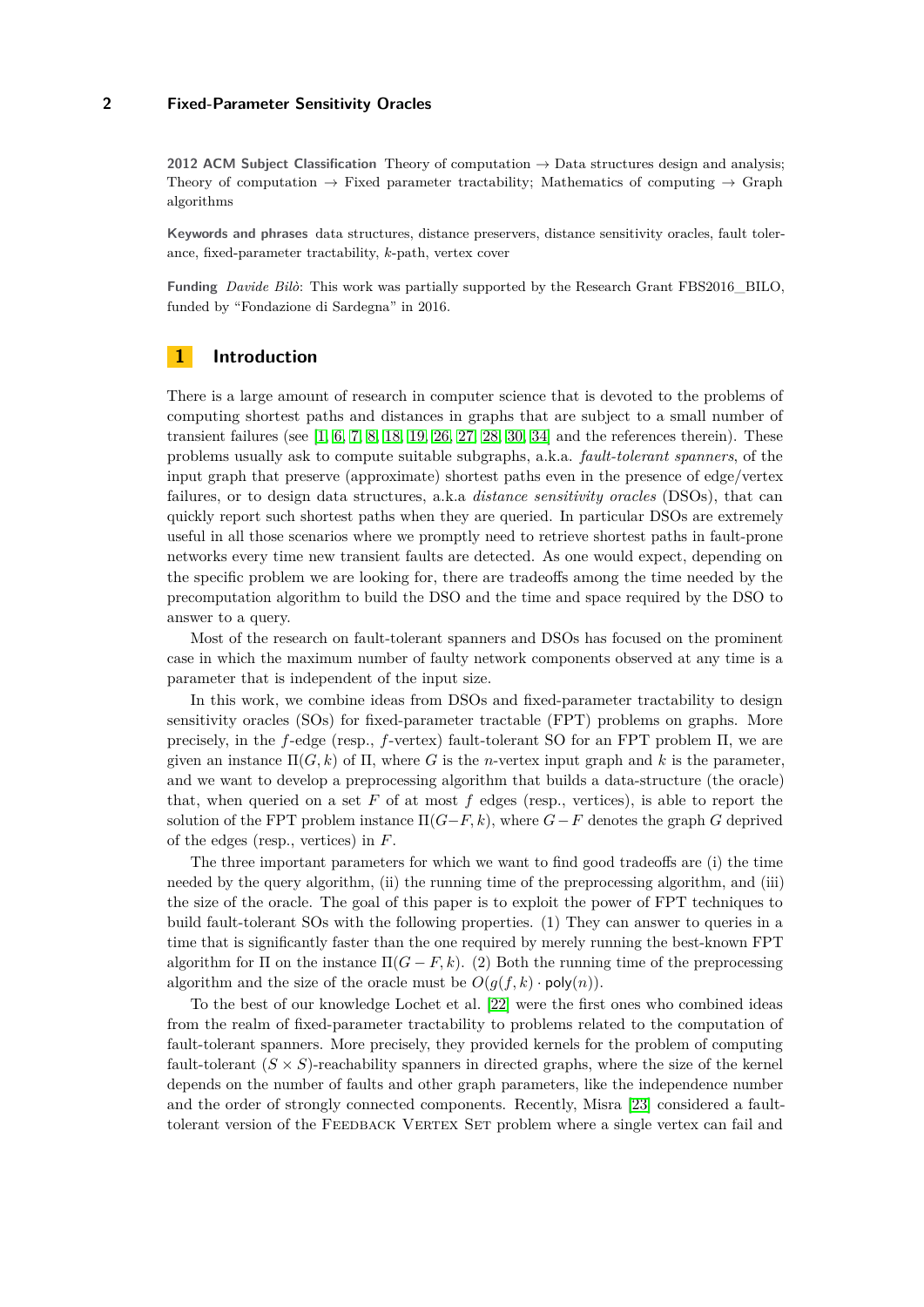**2012 ACM Subject Classification** Theory of computation → Data structures design and analysis; Theory of computation → Fixed parameter tractability; Mathematics of computing → Graph algorithms

**Keywords and phrases** data structures, distance preservers, distance sensitivity oracles, fault tolerance, fixed-parameter tractability, $k$-path, vertex cover

**Funding** *Davide Bilò*: This work was partially supported by the Research Grant FBS2016_BILO, funded by "Fondazione di Sardegna" in 2016.

## 1 Introduction

There is a large amount of research in computer science that is devoted to the problems of computing shortest paths and distances in graphs that are subject to a small number of transient failures (see [1, 6, 7, 8, 18, 19, 26, 27, 28, 30, 34] and the references therein). These problems usually ask to compute suitable subgraphs, a.k.a. *fault-tolerant spanners*, of the input graph that preserve (approximate) shortest paths even in the presence of edge/vertex failures, or to design data structures, a.k.a *distance sensitivity oracles* (DSOs), that can quickly report such shortest paths when they are queried. In particular DSOs are extremely useful in all those scenarios where we promptly need to retrieve shortest paths in fault-prone networks every time new transient faults are detected. As one would expect, depending on the specific problem we are looking for, there are tradeoffs among the time needed by the precomputation algorithm to build the DSO and the time and space required by the DSO to answer to a query.

Most of the research on fault-tolerant spanners and DSOs has focused on the prominent case in which the maximum number of faulty network components observed at any time is a parameter that is independent of the input size.

In this work, we combine ideas from DSOs and fixed-parameter tractability to design sensitivity oracles (SOs) for fixed-parameter tractable (FPT) problems on graphs. More precisely, in the $f$-edge (resp., $f$-vertex) fault-tolerant SO for an FPT problem $\Pi$, we are given an instance $\Pi(G, k)$ of $\Pi$, where $G$ is the $n$-vertex input graph and $k$ is the parameter, and we want to develop a preprocessing algorithm that builds a data-structure (the oracle) that, when queried on a set $F$ of at most $f$ edges (resp., vertices), is able to report the solution of the FPT problem instance $\Pi(G-F, k)$, where $G-F$ denotes the graph $G$ deprived of the edges (resp., vertices) in $F$.

The three important parameters for which we want to find good tradeoffs are (i) the time needed by the query algorithm, (ii) the running time of the preprocessing algorithm, and (iii) the size of the oracle. The goal of this paper is to exploit the power of FPT techniques to build fault-tolerant SOs with the following properties. (1) They can answer to queries in a time that is significantly faster than the one required by merely running the best-known FPT algorithm for $\Pi$ on the instance $\Pi(G - F, k)$. (2) Both the running time of the preprocessing algorithm and the size of the oracle must be $O(g(f, k) \cdot \mathsf{poly}(n))$.

To the best of our knowledge Lochet et al. [22] were the first ones who combined ideas from the realm of fixed-parameter tractability to problems related to the computation of fault-tolerant spanners. More precisely, they provided kernels for the problem of computing fault-tolerant $(S \times S)$-reachability spanners in directed graphs, where the size of the kernel depends on the number of faults and other graph parameters, like the independence number and the order of strongly connected components. Recently, Misra [23] considered a fault-tolerant version of the Feedback Vertex Set problem where a single vertex can fail and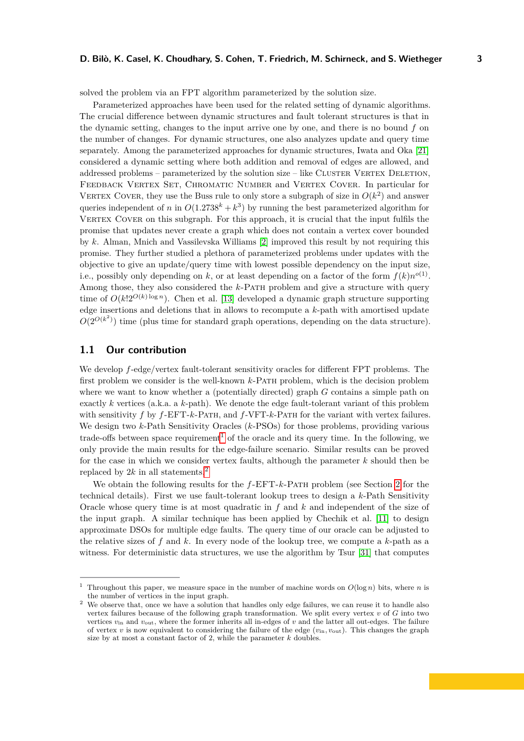solved the problem via an FPT algorithm parameterized by the solution size.

Parameterized approaches have been used for the related setting of dynamic algorithms. The crucial difference between dynamic structures and fault tolerant structures is that in the dynamic setting, changes to the input arrive one by one, and there is no bound $f$ on the number of changes. For dynamic structures, one also analyzes update and query time separately. Among the parameterized approaches for dynamic structures, Iwata and Oka [21] considered a dynamic setting where both addition and removal of edges are allowed, and addressed problems – parameterized by the solution size – like Cluster Vertex Deletion, Feedback Vertex Set, Chromatic Number and Vertex Cover. In particular for Vertex Cover, they use the Buss rule to only store a subgraph of size in $O(k^2)$ and answer queries independent of $n$ in $O(1.2738^k + k^3)$ by running the best parameterized algorithm for Vertex Cover on this subgraph. For this approach, it is crucial that the input fulfils the promise that updates never create a graph which does not contain a vertex cover bounded by $k$. Alman, Mnich and Vassilevska Williams [2] improved this result by not requiring this promise. They further studied a plethora of parameterized problems under updates with the objective to give an update/query time with lowest possible dependency on the input size, i.e., possibly only depending on $k$, or at least depending on a factor of the form $f(k)n^{o(1)}$. Among those, they also considered the $k$-Path problem and give a structure with query time of $O(k!2^{O(k)\log n})$. Chen et al. [13] developed a dynamic graph structure supporting edge insertions and deletions that in allows to recompute a $k$-path with amortised update $O(2^{O(k^2)})$ time (plus time for standard graph operations, depending on the data structure).

## 1.1 Our contribution

We develop $f$-edge/vertex fault-tolerant sensitivity oracles for different FPT problems. The first problem we consider is the well-known $k$-Path problem, which is the decision problem where we want to know whether a (potentially directed) graph $G$ contains a simple path on exactly $k$ vertices (a.k.a. a $k$-path). We denote the edge fault-tolerant variant of this problem with sensitivity $f$ by $f$-EFT-$k$-Path, and $f$-VFT-$k$-Path for the variant with vertex failures. We design two $k$-Path Sensitivity Oracles ($k$-PSOs) for those problems, providing various trade-offs between space requirement[1] of the oracle and its query time. In the following, we only provide the main results for the edge-failure scenario. Similar results can be proved for the case in which we consider vertex faults, although the parameter $k$ should then be replaced by $2k$ in all statements.[2]

We obtain the following results for the $f$-EFT-$k$-Path problem (see Section 2 for the technical details). First we use fault-tolerant lookup trees to design a $k$-Path Sensitivity Oracle whose query time is at most quadratic in $f$ and $k$ and independent of the size of the input graph. A similar technique has been applied by Chechik et al. [11] to design approximate DSOs for multiple edge faults. The query time of our oracle can be adjusted to the relative sizes of $f$ and $k$. In every node of the lookup tree, we compute a $k$-path as a witness. For deterministic data structures, we use the algorithm by Tsur [31] that computes

---

[1] Throughout this paper, we measure space in the number of machine words on $O(\log n)$ bits, where $n$ is the number of vertices in the input graph.

[2] We observe that, once we have a solution that handles only edge failures, we can reuse it to handle also vertex failures because of the following graph transformation. We split every vertex $v$ of $G$ into two vertices $v_{\text{in}}$ and $v_{\text{out}}$, where the former inherits all in-edges of $v$ and the latter all out-edges. The failure of vertex $v$ is now equivalent to considering the failure of the edge $(v_{\text{in}}, v_{\text{out}})$. This changes the graph size by at most a constant factor of 2, while the parameter $k$ doubles.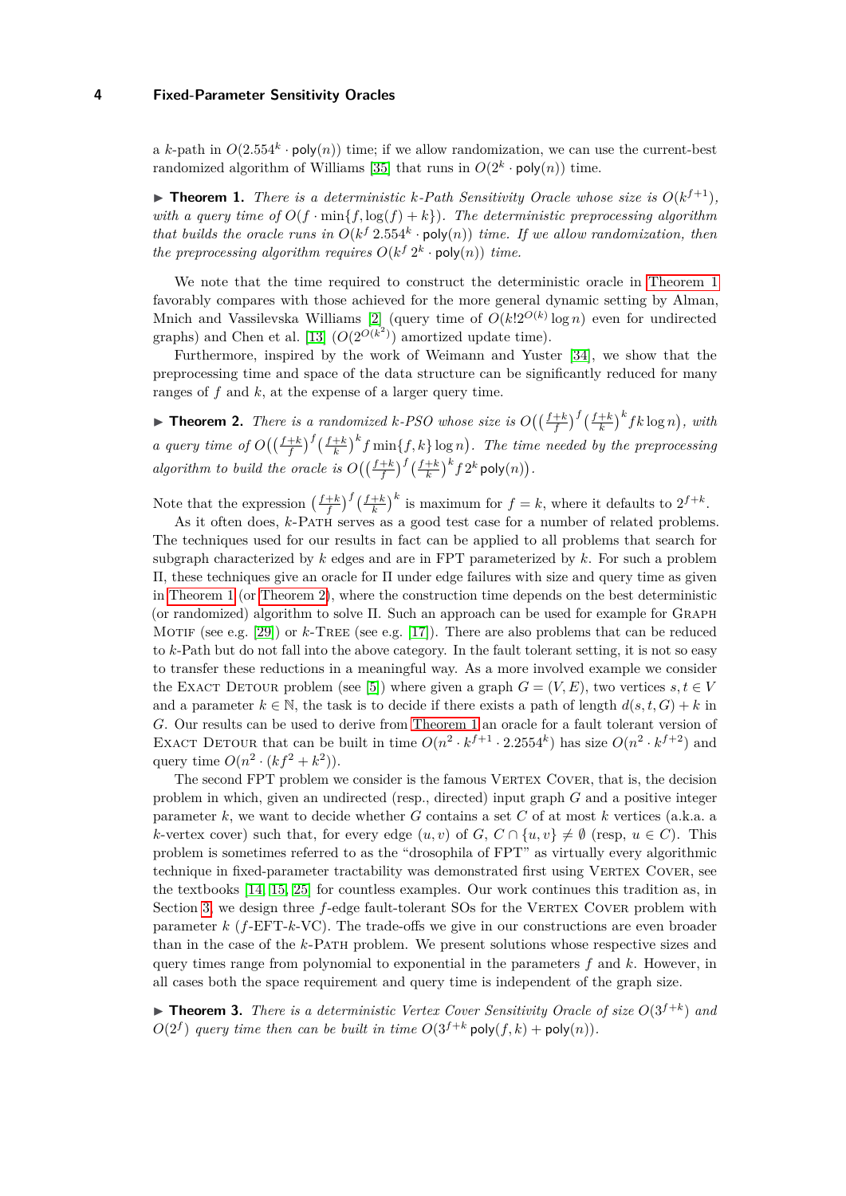a $k$-path in $O(2.554^k \cdot \mathsf{poly}(n))$ time; if we allow randomization, we can use the current-best randomized algorithm of Williams [35] that runs in $O(2^k \cdot \mathsf{poly}(n))$ time.

▶ **Theorem 1.** *There is a deterministic $k$-Path Sensitivity Oracle whose size is $O(k^{f+1})$, with a query time of $O(f \cdot \min\{f, \log(f) + k\})$. The deterministic preprocessing algorithm that builds the oracle runs in $O(k^f\, 2.554^k \cdot \mathsf{poly}(n))$ time. If we allow randomization, then the preprocessing algorithm requires $O(k^f\, 2^k \cdot \mathsf{poly}(n))$ time.*

We note that the time required to construct the deterministic oracle in Theorem 1 favorably compares with those achieved for the more general dynamic setting by Alman, Mnich and Vassilevska Williams [2] (query time of $O(k!2^{O(k)} \log n)$ even for undirected graphs) and Chen et al. [13] ($O(2^{O(k^2)})$ amortized update time).

Furthermore, inspired by the work of Weimann and Yuster [34], we show that the preprocessing time and space of the data structure can be significantly reduced for many ranges of $f$ and $k$, at the expense of a larger query time.

▶ **Theorem 2.** *There is a randomized $k$-PSO whose size is $O\big(\big(\frac{f+k}{f}\big)^f \big(\frac{f+k}{k}\big)^k fk \log n\big)$, with a query time of $O\big(\big(\frac{f+k}{f}\big)^f \big(\frac{f+k}{k}\big)^k f \min\{f, k\} \log n\big)$. The time needed by the preprocessing algorithm to build the oracle is $O\big(\big(\frac{f+k}{f}\big)^f \big(\frac{f+k}{k}\big)^k f\, 2^k\, \mathsf{poly}(n)\big)$.*

Note that the expression $\big(\frac{f+k}{f}\big)^f \big(\frac{f+k}{k}\big)^k$ is maximum for $f = k$, where it defaults to $2^{f+k}$.

As it often does, $k$-Path serves as a good test case for a number of related problems. The techniques used for our results in fact can be applied to all problems that search for subgraph characterized by $k$ edges and are in FPT parameterized by $k$. For such a problem $\Pi$, these techniques give an oracle for $\Pi$ under edge failures with size and query time as given in Theorem 1 (or Theorem 2), where the construction time depends on the best deterministic (or randomized) algorithm to solve $\Pi$. Such an approach can be used for example for Graph Motif (see e.g. [29]) or $k$-Tree (see e.g. [17]). There are also problems that can be reduced to $k$-Path but do not fall into the above category. In the fault tolerant setting, it is not so easy to transfer these reductions in a meaningful way. As a more involved example we consider the Exact Detour problem (see [5]) where given a graph $G = (V, E)$, two vertices $s, t \in V$ and a parameter $k \in \mathbb{N}$, the task is to decide if there exists a path of length $d(s, t, G) + k$ in $G$. Our results can be used to derive from Theorem 1 an oracle for a fault tolerant version of Exact Detour that can be built in time $O(n^2 \cdot k^{f+1} \cdot 2.2554^k)$ has size $O(n^2 \cdot k^{f+2})$ and query time $O(n^2 \cdot (kf^2 + k^2))$.

The second FPT problem we consider is the famous Vertex Cover, that is, the decision problem in which, given an undirected (resp., directed) input graph $G$ and a positive integer parameter $k$, we want to decide whether $G$ contains a set $C$ of at most $k$ vertices (a.k.a. a $k$-vertex cover) such that, for every edge $(u, v)$ of $G$, $C \cap \{u, v\} \neq \emptyset$ (resp, $u \in C$). This problem is sometimes referred to as the "drosophila of FPT" as virtually every algorithmic technique in fixed-parameter tractability was demonstrated first using Vertex Cover, see the textbooks [14, 15, 25] for countless examples. Our work continues this tradition as, in Section 3, we design three $f$-edge fault-tolerant SOs for the Vertex Cover problem with parameter $k$ ($f$-EFT-$k$-VC). The trade-offs we give in our constructions are even broader than in the case of the $k$-Path problem. We present solutions whose respective sizes and query times range from polynomial to exponential in the parameters $f$ and $k$. However, in all cases both the space requirement and query time is independent of the graph size.

▶ **Theorem 3.** *There is a deterministic Vertex Cover Sensitivity Oracle of size $O(3^{f+k})$ and $O(2^f)$ query time then can be built in time $O(3^{f+k}\, \mathsf{poly}(f, k) + \mathsf{poly}(n))$.*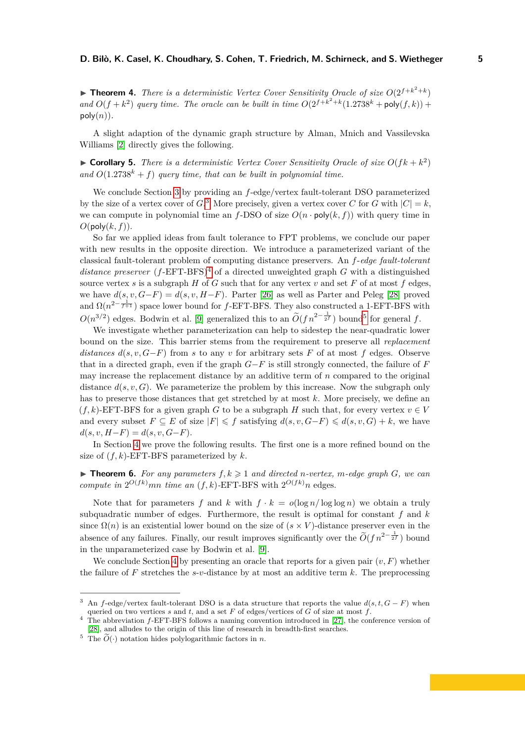▶ **Theorem 4.** *There is a deterministic Vertex Cover Sensitivity Oracle of size $O(2^{f+k^2+k})$ and $O(f+k^2)$ query time. The oracle can be built in time $O(2^{f+k^2+k}(1.2738^k + \mathsf{poly}(f,k)) + \mathsf{poly}(n))$.*

A slight adaption of the dynamic graph structure by Alman, Mnich and Vassilevska Williams [2] directly gives the following.

▶ **Corollary 5.** *There is a deterministic Vertex Cover Sensitivity Oracle of size $O(fk+k^2)$ and $O(1.2738^k + f)$ query time, that can be built in polynomial time.*

We conclude Section 3 by providing an $f$-edge/vertex fault-tolerant DSO parameterized by the size of a vertex cover of $G$.[3] More precisely, given a vertex cover $C$ for $G$ with $|C| = k$, we can compute in polynomial time an $f$-DSO of size $O(n \cdot \mathsf{poly}(k,f))$ with query time in $O(\mathsf{poly}(k,f))$.

So far we applied ideas from fault tolerance to FPT problems, we conclude our paper with new results in the opposite direction. We introduce a parameterized variant of the classical fault-tolerant problem of computing distance preservers. An *$f$-edge fault-tolerant distance preserver* ($f$-EFT-BFS)[4] of a directed unweighted graph $G$ with a distinguished source vertex $s$ is a subgraph $H$ of $G$ such that for any vertex $v$ and set $F$ of at most $f$ edges, we have $d(s,v,G{-}F) = d(s,v,H{-}F)$. Parter [26] as well as Parter and Peleg [28] proved and $\Omega(n^{2-\frac{1}{f+1}})$ space lower bound for $f$-EFT-BFS. They also constructed a 1-EFT-BFS with $O(n^{3/2})$ edges. Bodwin et al. [9] generalized this to an $\widetilde{O}(f n^{2-\frac{1}{2^f}})$ bound[5] for general $f$.

We investigate whether parameterization can help to sidestep the near-quadratic lower bound on the size. This barrier stems from the requirement to preserve all *replacement distances* $d(s,v,G{-}F)$ from $s$ to any $v$ for arbitrary sets $F$ of at most $f$ edges. Observe that in a directed graph, even if the graph $G{-}F$ is still strongly connected, the failure of $F$ may increase the replacement distance by an additive term of $n$ compared to the original distance $d(s,v,G)$. We parameterize the problem by this increase. Now the subgraph only has to preserve those distances that get stretched by at most $k$. More precisely, we define an $(f,k)$-EFT-BFS for a given graph $G$ to be a subgraph $H$ such that, for every vertex $v \in V$ and every subset $F \subseteq E$ of size $|F| \leqslant f$ satisfying $d(s,v,G{-}F) \leqslant d(s,v,G) + k$, we have $d(s,v,H{-}F) = d(s,v,G{-}F)$.

In Section 4 we prove the following results. The first one is a more refined bound on the size of $(f,k)$-EFT-BFS parameterized by $k$.

▶ **Theorem 6.** *For any parameters $f,k \geqslant 1$ and directed $n$-vertex, $m$-edge graph $G$, we can compute in $2^{O(fk)}mn$ time an $(f,k)$-EFT-BFS with $2^{O(fk)}n$ edges.*

Note that for parameters $f$ and $k$ with $f \cdot k = o(\log n / \log\log n)$ we obtain a truly subquadratic number of edges. Furthermore, the result is optimal for constant $f$ and $k$ since $\Omega(n)$ is an existential lower bound on the size of $(s \times V)$-distance preserver even in the absence of any failures. Finally, our result improves significantly over the $\widetilde{O}(f n^{2-\frac{1}{2^f}})$ bound in the unparameterized case by Bodwin et al. [9].

We conclude Section 4 by presenting an oracle that reports for a given pair $(v,F)$ whether the failure of $F$ stretches the $s$-$v$-distance by at most an additive term $k$. The preprocessing

---

[3] An $f$-edge/vertex fault-tolerant DSO is a data structure that reports the value $d(s,t,G-F)$ when queried on two vertices $s$ and $t$, and a set $F$ of edges/vertices of $G$ of size at most $f$.

[4] The abbreviation $f$-EFT-BFS follows a naming convention introduced in [27], the conference version of [28], and alludes to the origin of this line of research in breadth-first searches.

[5] The $\widetilde{O}(\cdot)$ notation hides polylogarithmic factors in $n$.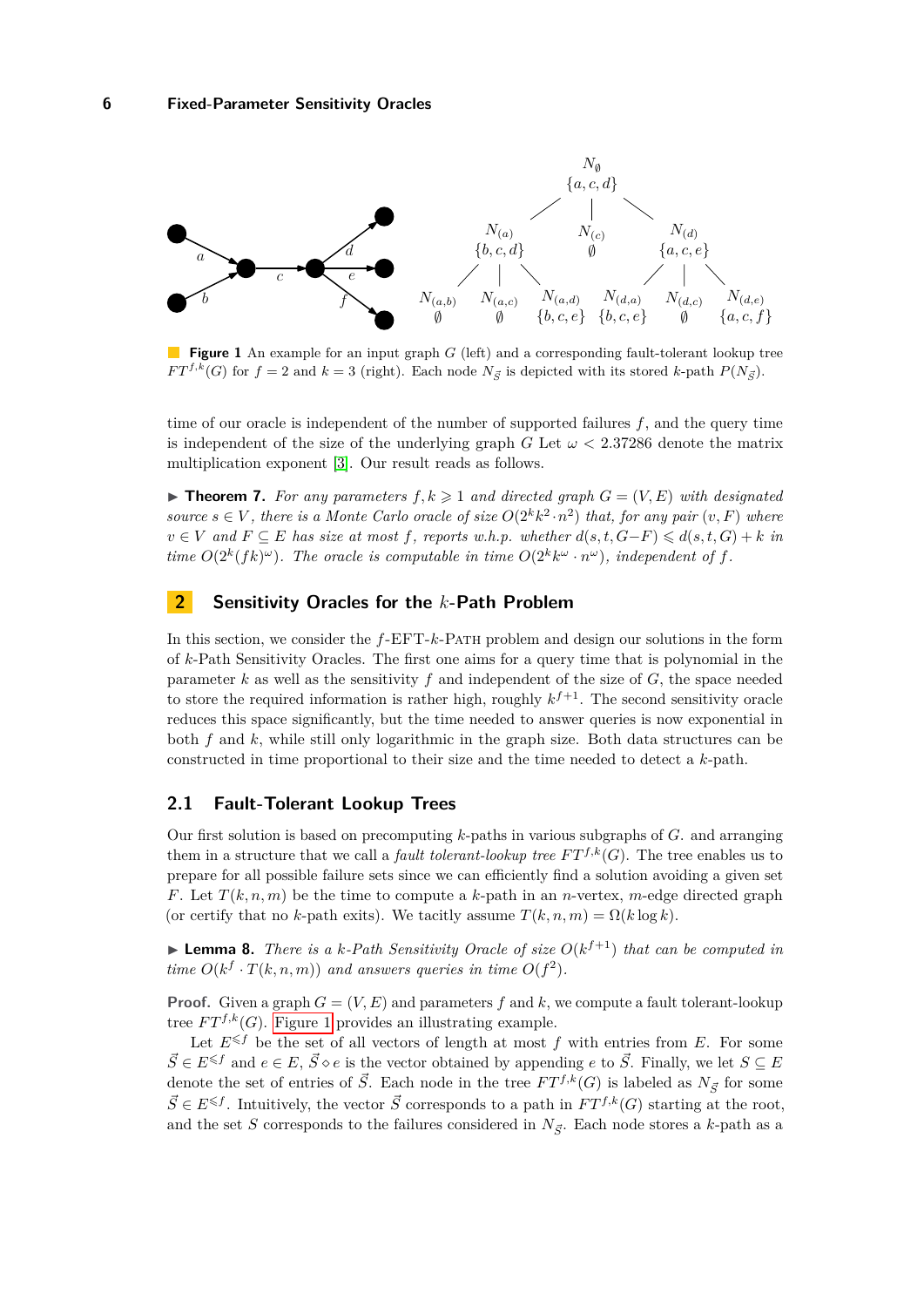**Figure 1** An example for an input graph $G$ (left) and a corresponding fault-tolerant lookup tree $FT^{f,k}(G)$ for $f = 2$ and $k = 3$ (right). Each node $N_{\vec{S}}$ is depicted with its stored $k$-path $P(N_{\vec{S}})$.

time of our oracle is independent of the number of supported failures $f$, and the query time is independent of the size of the underlying graph $G$ Let $\omega < 2.37286$ denote the matrix multiplication exponent [3]. Our result reads as follows.

▶ **Theorem 7.** *For any parameters $f, k \geqslant 1$ and directed graph $G = (V, E)$ with designated source $s \in V$, there is a Monte Carlo oracle of size $O(2^k k^2 \cdot n^2)$ that, for any pair $(v, F)$ where $v \in V$ and $F \subseteq E$ has size at most $f$, reports w.h.p. whether $d(s, t, G - F) \leqslant d(s, t, G) + k$ in time $O(2^k (fk)^\omega)$. The oracle is computable in time $O(2^k k^\omega \cdot n^\omega)$, independent of $f$.*

## 2 Sensitivity Oracles for the $k$-Path Problem

In this section, we consider the $f$-EFT-$k$-Path problem and design our solutions in the form of $k$-Path Sensitivity Oracles. The first one aims for a query time that is polynomial in the parameter $k$ as well as the sensitivity $f$ and independent of the size of $G$, the space needed to store the required information is rather high, roughly $k^{f+1}$. The second sensitivity oracle reduces this space significantly, but the time needed to answer queries is now exponential in both $f$ and $k$, while still only logarithmic in the graph size. Both data structures can be constructed in time proportional to their size and the time needed to detect a $k$-path.

### 2.1 Fault-Tolerant Lookup Trees

Our first solution is based on precomputing $k$-paths in various subgraphs of $G$. and arranging them in a structure that we call a *fault tolerant-lookup tree* $FT^{f,k}(G)$. The tree enables us to prepare for all possible failure sets since we can efficiently find a solution avoiding a given set $F$. Let $T(k, n, m)$ be the time to compute a $k$-path in an $n$-vertex, $m$-edge directed graph (or certify that no $k$-path exits). We tacitly assume $T(k, n, m) = \Omega(k \log k)$.

▶ **Lemma 8.** *There is a $k$-Path Sensitivity Oracle of size $O(k^{f+1})$ that can be computed in time $O(k^f \cdot T(k, n, m))$ and answers queries in time $O(f^2)$.*

**Proof.** Given a graph $G = (V, E)$ and parameters $f$ and $k$, we compute a fault tolerant-lookup tree $FT^{f,k}(G)$. Figure 1 provides an illustrating example.

Let $E^{\leqslant f}$ be the set of all vectors of length at most $f$ with entries from $E$. For some $\vec{S} \in E^{\leqslant f}$ and $e \in E$, $\vec{S} \diamond e$ is the vector obtained by appending $e$ to $\vec{S}$. Finally, we let $S \subseteq E$ denote the set of entries of $\vec{S}$. Each node in the tree $FT^{f,k}(G)$ is labeled as $N_{\vec{S}}$ for some $\vec{S} \in E^{\leqslant f}$. Intuitively, the vector $\vec{S}$ corresponds to a path in $FT^{f,k}(G)$ starting at the root, and the set $S$ corresponds to the failures considered in $N_{\vec{S}}$. Each node stores a $k$-path as a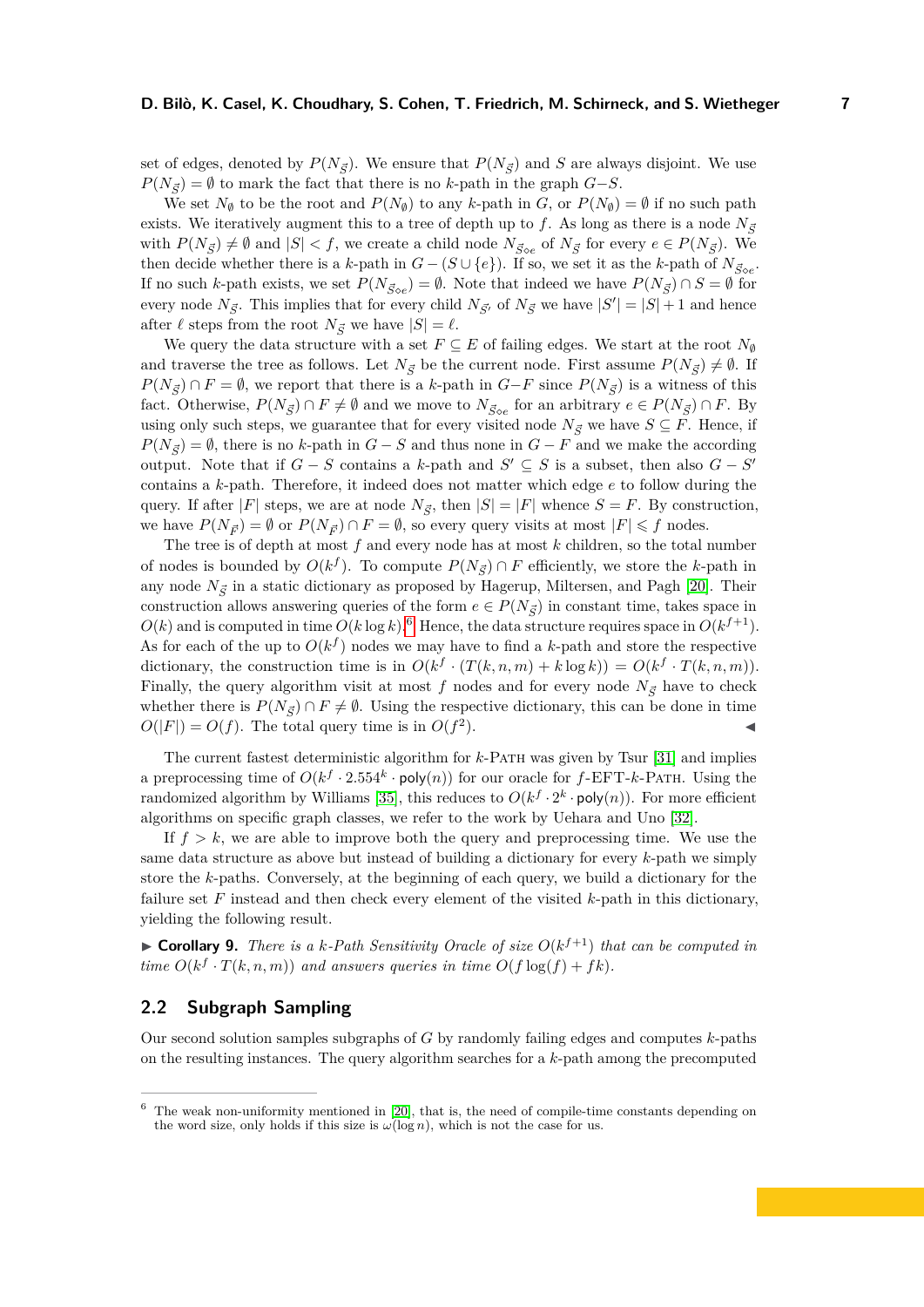set of edges, denoted by $P(N_{\vec{S}})$. We ensure that $P(N_{\vec{S}})$ and $S$ are always disjoint. We use $P(N_{\vec{S}}) = \emptyset$ to mark the fact that there is no $k$-path in the graph $G - S$.

We set $N_\emptyset$ to be the root and $P(N_\emptyset)$ to any $k$-path in $G$, or $P(N_\emptyset) = \emptyset$ if no such path exists. We iteratively augment this to a tree of depth up to $f$. As long as there is a node $N_{\vec{S}}$ with $P(N_{\vec{S}}) \neq \emptyset$ and $|S| < f$, we create a child node $N_{\vec{S}\circ e}$ of $N_{\vec{S}}$ for every $e \in P(N_{\vec{S}})$. We then decide whether there is a $k$-path in $G - (S \cup \{e\})$. If so, we set it as the $k$-path of $N_{\vec{S}\circ e}$. If no such $k$-path exists, we set $P(N_{\vec{S}\circ e}) = \emptyset$. Note that indeed we have $P(N_{\vec{S}}) \cap S = \emptyset$ for every node $N_{\vec{S}}$. This implies that for every child $N_{\vec{S}'}$ of $N_{\vec{S}}$ we have $|S'| = |S| + 1$ and hence after $\ell$ steps from the root $N_{\vec{S}}$ we have $|S| = \ell$.

We query the data structure with a set $F \subseteq E$ of failing edges. We start at the root $N_\emptyset$ and traverse the tree as follows. Let $N_{\vec{S}}$ be the current node. First assume $P(N_{\vec{S}}) \neq \emptyset$. If $P(N_{\vec{S}}) \cap F = \emptyset$, we report that there is a $k$-path in $G - F$ since $P(N_{\vec{S}})$ is a witness of this fact. Otherwise, $P(N_{\vec{S}}) \cap F \neq \emptyset$ and we move to $N_{\vec{S}\circ e}$ for an arbitrary $e \in P(N_{\vec{S}}) \cap F$. By using only such steps, we guarantee that for every visited node $N_{\vec{S}}$ we have $S \subseteq F$. Hence, if $P(N_{\vec{S}}) = \emptyset$, there is no $k$-path in $G - S$ and thus none in $G - F$ and we make the according output. Note that if $G - S$ contains a $k$-path and $S' \subseteq S$ is a subset, then also $G - S'$ contains a $k$-path. Therefore, it indeed does not matter which edge $e$ to follow during the query. If after $|F|$ steps, we are at node $N_{\vec{S}}$, then $|S| = |F|$ whence $S = F$. By construction, we have $P(N_{\vec{F}}) = \emptyset$ or $P(N_{\vec{F}}) \cap F = \emptyset$, so every query visits at most $|F| \leqslant f$ nodes.

The tree is of depth at most $f$ and every node has at most $k$ children, so the total number of nodes is bounded by $O(k^f)$. To compute $P(N_{\vec{S}}) \cap F$ efficiently, we store the $k$-path in any node $N_{\vec{S}}$ in a static dictionary as proposed by Hagerup, Miltersen, and Pagh [20]. Their construction allows answering queries of the form $e \in P(N_{\vec{S}})$ in constant time, takes space in $O(k)$ and is computed in time $O(k \log k)$.[6] Hence, the data structure requires space in $O(k^{f+1})$. As for each of the up to $O(k^f)$ nodes we may have to find a $k$-path and store the respective dictionary, the construction time is in $O(k^f \cdot (T(k,n,m) + k \log k)) = O(k^f \cdot T(k,n,m))$. Finally, the query algorithm visit at most $f$ nodes and for every node $N_{\vec{S}}$ have to check whether there is $P(N_{\vec{S}}) \cap F \neq \emptyset$. Using the respective dictionary, this can be done in time $O(|F|) = O(f)$. The total query time is in $O(f^2)$. ◀

The current fastest deterministic algorithm for $k$-Path was given by Tsur [31] and implies a preprocessing time of $O(k^f \cdot 2.554^k \cdot \mathsf{poly}(n))$ for our oracle for $f$-EFT-$k$-Path. Using the randomized algorithm by Williams [35], this reduces to $O(k^f \cdot 2^k \cdot \mathsf{poly}(n))$. For more efficient algorithms on specific graph classes, we refer to the work by Uehara and Uno [32].

If $f > k$, we are able to improve both the query and preprocessing time. We use the same data structure as above but instead of building a dictionary for every $k$-path we simply store the $k$-paths. Conversely, at the beginning of each query, we build a dictionary for the failure set $F$ instead and then check every element of the visited $k$-path in this dictionary, yielding the following result.

▶ **Corollary 9.** *There is a $k$-Path Sensitivity Oracle of size $O(k^{f+1})$ that can be computed in time $O(k^f \cdot T(k,n,m))$ and answers queries in time $O(f \log(f) + fk)$.*

## 2.2 Subgraph Sampling

Our second solution samples subgraphs of $G$ by randomly failing edges and computes $k$-paths on the resulting instances. The query algorithm searches for a $k$-path among the precomputed

[6] The weak non-uniformity mentioned in [20], that is, the need of compile-time constants depending on the word size, only holds if this size is $\omega(\log n)$, which is not the case for us.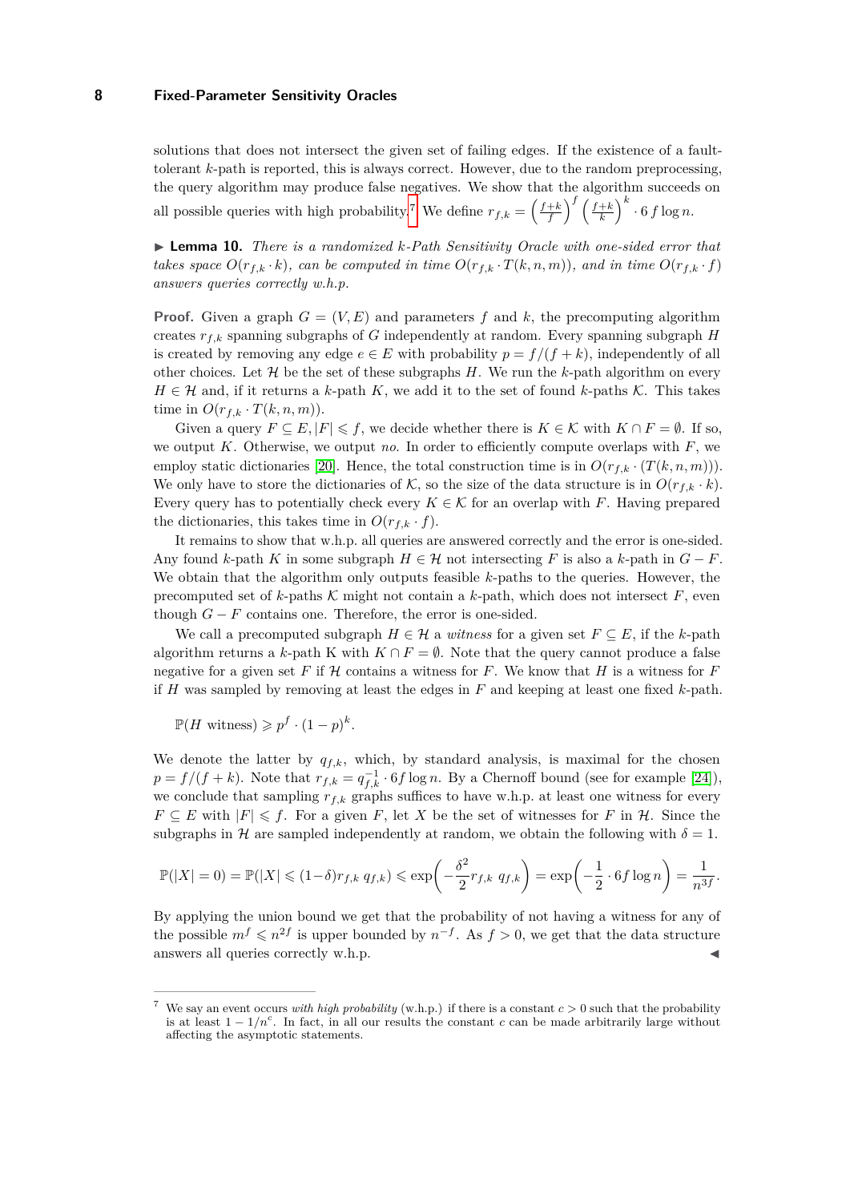solutions that does not intersect the given set of failing edges. If the existence of a fault-tolerant $k$-path is reported, this is always correct. However, due to the random preprocessing, the query algorithm may produce false negatives. We show that the algorithm succeeds on all possible queries with high probability.[7] We define $r_{f,k} = \left(\frac{f+k}{f}\right)^f \left(\frac{f+k}{k}\right)^k \cdot 6\, f \log n$.

▶ **Lemma 10.** *There is a randomized $k$-Path Sensitivity Oracle with one-sided error that takes space $O(r_{f,k} \cdot k)$, can be computed in time $O(r_{f,k} \cdot T(k,n,m))$, and in time $O(r_{f,k} \cdot f)$ answers queries correctly w.h.p.*

**Proof.** Given a graph $G = (V, E)$ and parameters $f$ and $k$, the precomputing algorithm creates $r_{f,k}$ spanning subgraphs of $G$ independently at random. Every spanning subgraph $H$ is created by removing any edge $e \in E$ with probability $p = f/(f+k)$, independently of all other choices. Let $\mathcal{H}$ be the set of these subgraphs $H$. We run the $k$-path algorithm on every $H \in \mathcal{H}$ and, if it returns a $k$-path $K$, we add it to the set of found $k$-paths $\mathcal{K}$. This takes time in $O(r_{f,k} \cdot T(k,n,m))$.

Given a query $F \subseteq E, |F| \leqslant f$, we decide whether there is $K \in \mathcal{K}$ with $K \cap F = \emptyset$. If so, we output $K$. Otherwise, we output *no*. In order to efficiently compute overlaps with $F$, we employ static dictionaries [20]. Hence, the total construction time is in $O(r_{f,k} \cdot (T(k,n,m)))$. We only have to store the dictionaries of $\mathcal{K}$, so the size of the data structure is in $O(r_{f,k} \cdot k)$. Every query has to potentially check every $K \in \mathcal{K}$ for an overlap with $F$. Having prepared the dictionaries, this takes time in $O(r_{f,k} \cdot f)$.

It remains to show that w.h.p. all queries are answered correctly and the error is one-sided. Any found $k$-path $K$ in some subgraph $H \in \mathcal{H}$ not intersecting $F$ is also a $k$-path in $G - F$. We obtain that the algorithm only outputs feasible $k$-paths to the queries. However, the precomputed set of $k$-paths $\mathcal{K}$ might not contain a $k$-path, which does not intersect $F$, even though $G - F$ contains one. Therefore, the error is one-sided.

We call a precomputed subgraph $H \in \mathcal{H}$ a *witness* for a given set $F \subseteq E$, if the $k$-path algorithm returns a $k$-path K with $K \cap F = \emptyset$. Note that the query cannot produce a false negative for a given set $F$ if $\mathcal{H}$ contains a witness for $F$. We know that $H$ is a witness for $F$ if $H$ was sampled by removing at least the edges in $F$ and keeping at least one fixed $k$-path.

$$\mathbb{P}(H \text{ witness}) \geqslant p^f \cdot (1-p)^k.$$

We denote the latter by $q_{f,k}$, which, by standard analysis, is maximal for the chosen $p = f/(f+k)$. Note that $r_{f,k} = q_{f,k}^{-1} \cdot 6f \log n$. By a Chernoff bound (see for example [24]), we conclude that sampling $r_{f,k}$ graphs suffices to have w.h.p. at least one witness for every $F \subseteq E$ with $|F| \leqslant f$. For a given $F$, let $X$ be the set of witnesses for $F$ in $\mathcal{H}$. Since the subgraphs in $\mathcal{H}$ are sampled independently at random, we obtain the following with $\delta = 1$.

$$\mathbb{P}(|X| = 0) = \mathbb{P}(|X| \leqslant (1-\delta) r_{f,k}\; q_{f,k}) \leqslant \exp\!\left(-\frac{\delta^2}{2} r_{f,k}\; q_{f,k}\right) = \exp\!\left(-\frac{1}{2} \cdot 6f \log n\right) = \frac{1}{n^{3f}}.$$

By applying the union bound we get that the probability of not having a witness for any of the possible $m^f \leqslant n^{2f}$ is upper bounded by $n^{-f}$. As $f > 0$, we get that the data structure answers all queries correctly w.h.p. ◀

[7] We say an event occurs *with high probability* (w.h.p.) if there is a constant $c > 0$ such that the probability is at least $1 - 1/n^c$. In fact, in all our results the constant $c$ can be made arbitrarily large without affecting the asymptotic statements.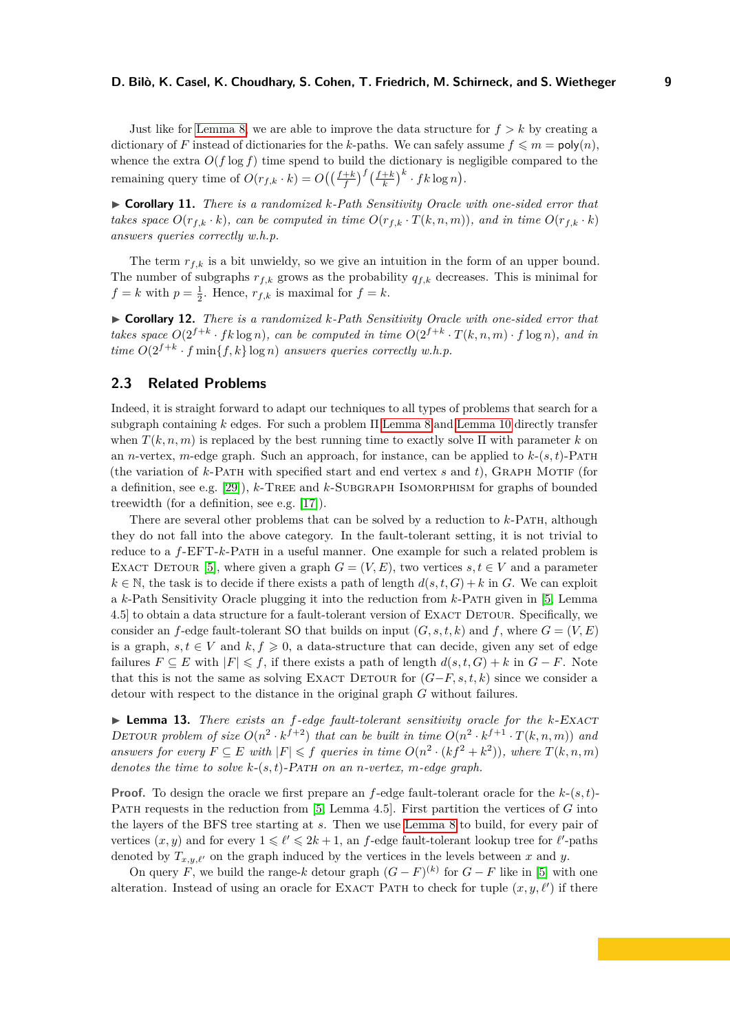Just like for Lemma 8, we are able to improve the data structure for $f > k$ by creating a dictionary of $F$ instead of dictionaries for the $k$-paths. We can safely assume $f \leqslant m = \mathsf{poly}(n)$, whence the extra $O(f \log f)$ time spend to build the dictionary is negligible compared to the remaining query time of $O(r_{f,k} \cdot k) = O\big(\big(\frac{f+k}{f}\big)^f \big(\frac{f+k}{k}\big)^k \cdot fk \log n\big)$.

▶ **Corollary 11.** *There is a randomized k-Path Sensitivity Oracle with one-sided error that takes space $O(r_{f,k} \cdot k)$, can be computed in time $O(r_{f,k} \cdot T(k,n,m))$, and in time $O(r_{f,k} \cdot k)$ answers queries correctly w.h.p.*

The term $r_{f,k}$ is a bit unwieldy, so we give an intuition in the form of an upper bound. The number of subgraphs $r_{f,k}$ grows as the probability $q_{f,k}$ decreases. This is minimal for $f = k$ with $p = \frac{1}{2}$. Hence, $r_{f,k}$ is maximal for $f = k$.

▶ **Corollary 12.** *There is a randomized k-Path Sensitivity Oracle with one-sided error that takes space $O(2^{f+k} \cdot fk \log n)$, can be computed in time $O(2^{f+k} \cdot T(k,n,m) \cdot f \log n)$, and in time $O(2^{f+k} \cdot f \min\{f,k\} \log n)$ answers queries correctly w.h.p.*

## 2.3 Related Problems

Indeed, it is straight forward to adapt our techniques to all types of problems that search for a subgraph containing $k$ edges. For such a problem Π Lemma 8 and Lemma 10 directly transfer when $T(k,n,m)$ is replaced by the best running time to exactly solve Π with parameter $k$ on an $n$-vertex, $m$-edge graph. Such an approach, for instance, can be applied to $k$-$(s,t)$-Path (the variation of $k$-Path with specified start and end vertex $s$ and $t$), Graph Motif (for a definition, see e.g. [29]), $k$-Tree and $k$-Subgraph Isomorphism for graphs of bounded treewidth (for a definition, see e.g. [17]).

There are several other problems that can be solved by a reduction to $k$-Path, although they do not fall into the above category. In the fault-tolerant setting, it is not trivial to reduce to a $f$-EFT-$k$-Path in a useful manner. One example for such a related problem is Exact Detour [5], where given a graph $G = (V,E)$, two vertices $s,t \in V$ and a parameter $k \in \mathbb{N}$, the task is to decide if there exists a path of length $d(s,t,G) + k$ in $G$. We can exploit a $k$-Path Sensitivity Oracle plugging it into the reduction from $k$-Path given in [5, Lemma 4.5] to obtain a data structure for a fault-tolerant version of Exact Detour. Specifically, we consider an $f$-edge fault-tolerant SO that builds on input $(G,s,t,k)$ and $f$, where $G = (V,E)$ is a graph, $s,t \in V$ and $k,f \geqslant 0$, a data-structure that can decide, given any set of edge failures $F \subseteq E$ with $|F| \leqslant f$, if there exists a path of length $d(s,t,G)+k$ in $G - F$. Note that this is not the same as solving Exact Detour for $(G - F, s, t, k)$ since we consider a detour with respect to the distance in the original graph $G$ without failures.

▶ **Lemma 13.** *There exists an f-edge fault-tolerant sensitivity oracle for the k-Exact Detour problem of size $O(n^2 \cdot k^{f+2})$ that can be built in time $O(n^2 \cdot k^{f+1} \cdot T(k,n,m))$ and answers for every $F \subseteq E$ with $|F| \leqslant f$ queries in time $O(n^2 \cdot (kf^2 + k^2))$, where $T(k,n,m)$ denotes the time to solve $k$-$(s,t)$-Path on an n-vertex, m-edge graph.*

**Proof.** To design the oracle we first prepare an $f$-edge fault-tolerant oracle for the $k$-$(s,t)$-Path requests in the reduction from [5, Lemma 4.5]. First partition the vertices of $G$ into the layers of the BFS tree starting at $s$. Then we use Lemma 8 to build, for every pair of vertices $(x,y)$ and for every $1 \leqslant \ell' \leqslant 2k+1$, an $f$-edge fault-tolerant lookup tree for $\ell'$-paths denoted by $T_{x,y,\ell'}$ on the graph induced by the vertices in the levels between $x$ and $y$.

On query $F$, we build the range-$k$ detour graph $(G-F)^{(k)}$ for $G - F$ like in [5] with one alteration. Instead of using an oracle for Exact Path to check for tuple $(x,y,\ell')$ if there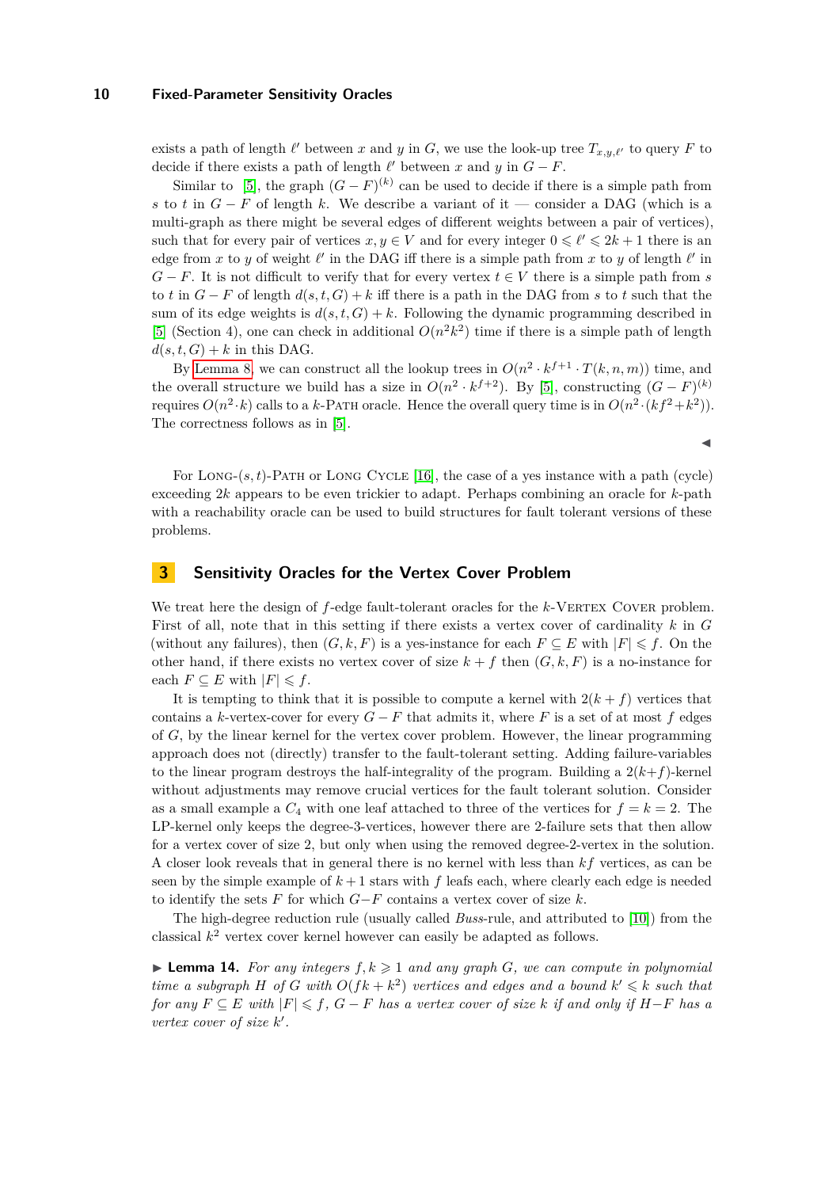exists a path of length $\ell'$ between $x$ and $y$ in $G$, we use the look-up tree $T_{x,y,\ell'}$ to query $F$ to decide if there exists a path of length $\ell'$ between $x$ and $y$ in $G - F$.

Similar to [5], the graph $(G - F)^{(k)}$ can be used to decide if there is a simple path from $s$ to $t$ in $G - F$ of length $k$. We describe a variant of it — consider a DAG (which is a multi-graph as there might be several edges of different weights between a pair of vertices), such that for every pair of vertices $x, y \in V$ and for every integer $0 \leqslant \ell' \leqslant 2k + 1$ there is an edge from $x$ to $y$ of weight $\ell'$ in the DAG iff there is a simple path from $x$ to $y$ of length $\ell'$ in $G - F$. It is not difficult to verify that for every vertex $t \in V$ there is a simple path from $s$ to $t$ in $G - F$ of length $d(s, t, G) + k$ iff there is a path in the DAG from $s$ to $t$ such that the sum of its edge weights is $d(s, t, G) + k$. Following the dynamic programming described in [5] (Section 4), one can check in additional $O(n^2 k^2)$ time if there is a simple path of length $d(s, t, G) + k$ in this DAG.

By Lemma 8, we can construct all the lookup trees in $O(n^2 \cdot k^{f+1} \cdot T(k, n, m))$ time, and the overall structure we build has a size in $O(n^2 \cdot k^{f+2})$. By [5], constructing $(G - F)^{(k)}$ requires $O(n^2 \cdot k)$ calls to a $k$-Path oracle. Hence the overall query time is in $O(n^2 \cdot (kf^2 + k^2))$. The correctness follows as in [5]. ◀

For Long-$(s,t)$-Path or Long Cycle [16], the case of a yes instance with a path (cycle) exceeding $2k$ appears to be even trickier to adapt. Perhaps combining an oracle for $k$-path with a reachability oracle can be used to build structures for fault tolerant versions of these problems.

## 3 Sensitivity Oracles for the Vertex Cover Problem

We treat here the design of $f$-edge fault-tolerant oracles for the $k$-Vertex Cover problem. First of all, note that in this setting if there exists a vertex cover of cardinality $k$ in $G$ (without any failures), then $(G, k, F)$ is a yes-instance for each $F \subseteq E$ with $|F| \leqslant f$. On the other hand, if there exists no vertex cover of size $k + f$ then $(G, k, F)$ is a no-instance for each $F \subseteq E$ with $|F| \leqslant f$.

It is tempting to think that it is possible to compute a kernel with $2(k + f)$ vertices that contains a $k$-vertex-cover for every $G - F$ that admits it, where $F$ is a set of at most $f$ edges of $G$, by the linear kernel for the vertex cover problem. However, the linear programming approach does not (directly) transfer to the fault-tolerant setting. Adding failure-variables to the linear program destroys the half-integrality of the program. Building a $2(k+f)$-kernel without adjustments may remove crucial vertices for the fault tolerant solution. Consider as a small example a $C_4$ with one leaf attached to three of the vertices for $f = k = 2$. The LP-kernel only keeps the degree-3-vertices, however there are 2-failure sets that then allow for a vertex cover of size 2, but only when using the removed degree-2-vertex in the solution. A closer look reveals that in general there is no kernel with less than $kf$ vertices, as can be seen by the simple example of $k+1$ stars with $f$ leafs each, where clearly each edge is needed to identify the sets $F$ for which $G - F$ contains a vertex cover of size $k$.

The high-degree reduction rule (usually called *Buss*-rule, and attributed to [10]) from the classical $k^2$ vertex cover kernel however can easily be adapted as follows.

▶ **Lemma 14.** *For any integers $f, k \geqslant 1$ and any graph $G$, we can compute in polynomial time a subgraph $H$ of $G$ with $O(fk + k^2)$ vertices and edges and a bound $k' \leqslant k$ such that for any $F \subseteq E$ with $|F| \leqslant f$, $G - F$ has a vertex cover of size $k$ if and only if $H - F$ has a vertex cover of size $k'$.*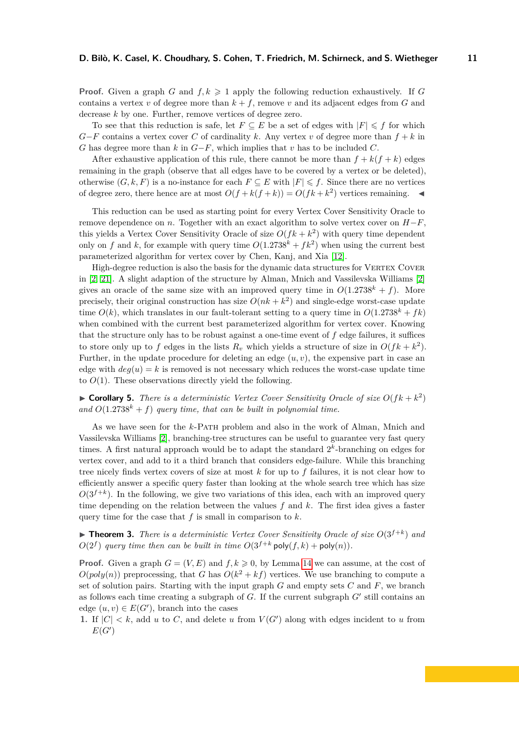**Proof.** Given a graph $G$ and $f, k \geqslant 1$ apply the following reduction exhaustively. If $G$ contains a vertex $v$ of degree more than $k+f$, remove $v$ and its adjacent edges from $G$ and decrease $k$ by one. Further, remove vertices of degree zero.

To see that this reduction is safe, let $F \subseteq E$ be a set of edges with $|F| \leqslant f$ for which $G - F$ contains a vertex cover $C$ of cardinality $k$. Any vertex $v$ of degree more than $f+k$ in $G$ has degree more than $k$ in $G - F$, which implies that $v$ has to be included $C$.

After exhaustive application of this rule, there cannot be more than $f + k(f+k)$ edges remaining in the graph (observe that all edges have to be covered by a vertex or be deleted), otherwise $(G, k, F)$ is a no-instance for each $F \subseteq E$ with $|F| \leqslant f$. Since there are no vertices of degree zero, there hence are at most $O(f + k(f+k)) = O(fk + k^2)$ vertices remaining. ◀

This reduction can be used as starting point for every Vertex Cover Sensitivity Oracle to remove dependence on $n$. Together with an exact algorithm to solve vertex cover on $H - F$, this yields a Vertex Cover Sensitivity Oracle of size $O(fk + k^2)$ with query time dependent only on $f$ and $k$, for example with query time $O(1.2738^k + fk^2)$ when using the current best parameterized algorithm for vertex cover by Chen, Kanj, and Xia [12].

High-degree reduction is also the basis for the dynamic data structures for Vertex Cover in [2, 21]. A slight adaption of the structure by Alman, Mnich and Vassilevska Williams [2] gives an oracle of the same size with an improved query time in $O(1.2738^k + f)$. More precisely, their original construction has size $O(nk + k^2)$ and single-edge worst-case update time $O(k)$, which translates in our fault-tolerant setting to a query time in $O(1.2738^k + fk)$ when combined with the current best parameterized algorithm for vertex cover. Knowing that the structure only has to be robust against a one-time event of $f$ edge failures, it suffices to store only up to $f$ edges in the lists $R_v$ which yields a structure of size in $O(fk + k^2)$. Further, in the update procedure for deleting an edge $(u, v)$, the expensive part in case an edge with $deg(u) = k$ is removed is not necessary which reduces the worst-case update time to $O(1)$. These observations directly yield the following.

▶ **Corollary 5.** *There is a deterministic Vertex Cover Sensitivity Oracle of size $O(fk + k^2)$ and $O(1.2738^k + f)$ query time, that can be built in polynomial time.*

As we have seen for the $k$-Path problem and also in the work of Alman, Mnich and Vassilevska Williams [2], branching-tree structures can be useful to guarantee very fast query times. A first natural approach would be to adapt the standard $2^k$-branching on edges for vertex cover, and add to it a third branch that considers edge-failure. While this branching tree nicely finds vertex covers of size at most $k$ for up to $f$ failures, it is not clear how to efficiently answer a specific query faster than looking at the whole search tree which has size $O(3^{f+k})$. In the following, we give two variations of this idea, each with an improved query time depending on the relation between the values $f$ and $k$. The first idea gives a faster query time for the case that $f$ is small in comparison to $k$.

▶ **Theorem 3.** *There is a deterministic Vertex Cover Sensitivity Oracle of size $O(3^{f+k})$ and $O(2^f)$ query time then can be built in time $O(3^{f+k}\,\mathsf{poly}(f,k) + \mathsf{poly}(n))$.*

**Proof.** Given a graph $G = (V, E)$ and $f, k \geqslant 0$, by Lemma 14 we can assume, at the cost of $O(poly(n))$ preprocessing, that $G$ has $O(k^2 + kf)$ vertices. We use branching to compute a set of solution pairs. Starting with the input graph $G$ and empty sets $C$ and $F$, we branch as follows each time creating a subgraph of $G$. If the current subgraph $G'$ still contains an edge $(u, v) \in E(G')$, branch into the cases

1. If $|C| < k$, add $u$ to $C$, and delete $u$ from $V(G')$ along with edges incident to $u$ from $E(G')$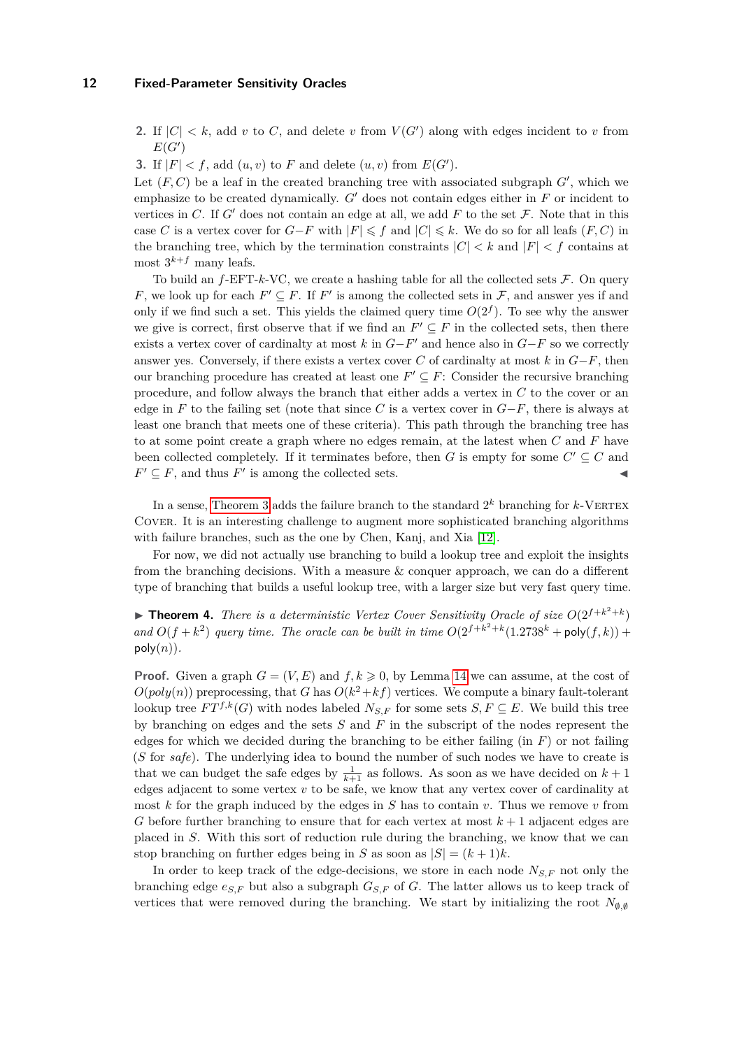2. If $|C| < k$, add $v$ to $C$, and delete $v$ from $V(G')$ along with edges incident to $v$ from $E(G')$
3. If $|F| < f$, add $(u, v)$ to $F$ and delete $(u, v)$ from $E(G')$.

Let $(F, C)$ be a leaf in the created branching tree with associated subgraph $G'$, which we emphasize to be created dynamically. $G'$ does not contain edges either in $F$ or incident to vertices in $C$. If $G'$ does not contain an edge at all, we add $F$ to the set $\mathcal{F}$. Note that in this case $C$ is a vertex cover for $G - F$ with $|F| \leqslant f$ and $|C| \leqslant k$. We do so for all leafs $(F, C)$ in the branching tree, which by the termination constraints $|C| < k$ and $|F| < f$ contains at most $3^{k+f}$ many leafs.

To build an $f$-EFT-$k$-VC, we create a hashing table for all the collected sets $\mathcal{F}$. On query $F$, we look up for each $F' \subseteq F$. If $F'$ is among the collected sets in $\mathcal{F}$, and answer yes if and only if we find such a set. This yields the claimed query time $O(2^f)$. To see why the answer we give is correct, first observe that if we find an $F' \subseteq F$ in the collected sets, then there exists a vertex cover of cardinalty at most $k$ in $G - F'$ and hence also in $G - F$ so we correctly answer yes. Conversely, if there exists a vertex cover $C$ of cardinalty at most $k$ in $G - F$, then our branching procedure has created at least one $F' \subseteq F$: Consider the recursive branching procedure, and follow always the branch that either adds a vertex in $C$ to the cover or an edge in $F$ to the failing set (note that since $C$ is a vertex cover in $G - F$, there is always at least one branch that meets one of these criteria). This path through the branching tree has to at some point create a graph where no edges remain, at the latest when $C$ and $F$ have been collected completely. If it terminates before, then $G$ is empty for some $C' \subseteq C$ and $F' \subseteq F$, and thus $F'$ is among the collected sets. ◀

In a sense, Theorem 3 adds the failure branch to the standard $2^k$ branching for $k$-Vertex Cover. It is an interesting challenge to augment more sophisticated branching algorithms with failure branches, such as the one by Chen, Kanj, and Xia [12].

For now, we did not actually use branching to build a lookup tree and exploit the insights from the branching decisions. With a measure & conquer approach, we can do a different type of branching that builds a useful lookup tree, with a larger size but very fast query time.

▶ **Theorem 4.** *There is a deterministic Vertex Cover Sensitivity Oracle of size $O(2^{f+k^2+k})$ and $O(f + k^2)$ query time. The oracle can be built in time $O(2^{f+k^2+k}(1.2738^k + \mathsf{poly}(f, k)) + \mathsf{poly}(n))$.*

**Proof.** Given a graph $G = (V, E)$ and $f, k \geqslant 0$, by Lemma 14 we can assume, at the cost of $O(poly(n))$ preprocessing, that $G$ has $O(k^2 + kf)$ vertices. We compute a binary fault-tolerant lookup tree $FT^{f,k}(G)$ with nodes labeled $N_{S,F}$ for some sets $S, F \subseteq E$. We build this tree by branching on edges and the sets $S$ and $F$ in the subscript of the nodes represent the edges for which we decided during the branching to be either failing (in $F$) or not failing ($S$ for *safe*). The underlying idea to bound the number of such nodes we have to create is that we can budget the safe edges by $\frac{1}{k+1}$ as follows. As soon as we have decided on $k + 1$ edges adjacent to some vertex $v$ to be safe, we know that any vertex cover of cardinality at most $k$ for the graph induced by the edges in $S$ has to contain $v$. Thus we remove $v$ from $G$ before further branching to ensure that for each vertex at most $k + 1$ adjacent edges are placed in $S$. With this sort of reduction rule during the branching, we know that we can stop branching on further edges being in $S$ as soon as $|S| = (k + 1)k$.

In order to keep track of the edge-decisions, we store in each node $N_{S,F}$ not only the branching edge $e_{S,F}$ but also a subgraph $G_{S,F}$ of $G$. The latter allows us to keep track of vertices that were removed during the branching. We start by initializing the root $N_{\emptyset,\emptyset}$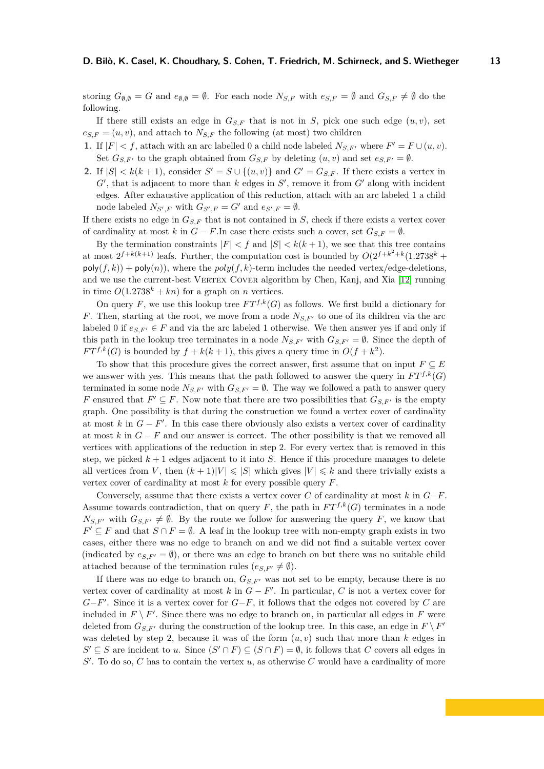storing $G_{\emptyset,\emptyset} = G$ and $e_{\emptyset,\emptyset} = \emptyset$. For each node $N_{S,F}$ with $e_{S,F} = \emptyset$ and $G_{S,F} \neq \emptyset$ do the following.

If there still exists an edge in $G_{S,F}$ that is not in $S$, pick one such edge $(u, v)$, set $e_{S,F} = (u, v)$, and attach to $N_{S,F}$ the following (at most) two children

1. If $|F| < f$, attach with an arc labelled 0 a child node labeled $N_{S,F'}$ where $F' = F \cup (u, v)$. Set $G_{S,F'}$ to the graph obtained from $G_{S,F}$ by deleting $(u, v)$ and set $e_{S,F'} = \emptyset$.
2. If $|S| < k(k + 1)$, consider $S' = S \cup \{(u, v)\}$ and $G' = G_{S,F}$. If there exists a vertex in $G'$, that is adjacent to more than $k$ edges in $S'$, remove it from $G'$ along with incident edges. After exhaustive application of this reduction, attach with an arc labeled 1 a child node labeled $N_{S',F}$ with $G_{S',F} = G'$ and $e_{S',F} = \emptyset$.

If there exists no edge in $G_{S,F}$ that is not contained in $S$, check if there exists a vertex cover of cardinality at most $k$ in $G - F$.In case there exists such a cover, set $G_{S,F} = \emptyset$.

By the termination constraints $|F| < f$ and $|S| < k(k+1)$, we see that this tree contains at most $2^{f+k(k+1)}$ leafs. Further, the computation cost is bounded by $O(2^{f+k^2+k}(1.2738^k + \mathsf{poly}(f, k)) + \mathsf{poly}(n))$, where the $poly(f, k)$-term includes the needed vertex/edge-deletions, and we use the current-best Vertex Cover algorithm by Chen, Kanj, and Xia [12] running in time $O(1.2738^k + kn)$ for a graph on $n$ vertices.

On query $F$, we use this lookup tree $FT^{f,k}(G)$ as follows. We first build a dictionary for $F$. Then, starting at the root, we move from a node $N_{S,F'}$ to one of its children via the arc labeled 0 if $e_{S,F'} \in F$ and via the arc labeled 1 otherwise. We then answer yes if and only if this path in the lookup tree terminates in a node $N_{S,F'}$ with $G_{S,F'} = \emptyset$. Since the depth of $FT^{f,k}(G)$ is bounded by $f + k(k + 1)$, this gives a query time in $O(f + k^2)$.

To show that this procedure gives the correct answer, first assume that on input $F \subseteq E$ we answer with yes. This means that the path followed to answer the query in $FT^{f,k}(G)$ terminated in some node $N_{S,F'}$ with $G_{S,F'} = \emptyset$. The way we followed a path to answer query $F$ ensured that $F' \subseteq F$. Now note that there are two possibilities that $G_{S,F'}$ is the empty graph. One possibility is that during the construction we found a vertex cover of cardinality at most $k$ in $G - F'$. In this case there obviously also exists a vertex cover of cardinality at most $k$ in $G - F$ and our answer is correct. The other possibility is that we removed all vertices with applications of the reduction in step 2. For every vertex that is removed in this step, we picked $k + 1$ edges adjacent to it into $S$. Hence if this procedure manages to delete all vertices from $V$, then $(k + 1)|V| \leqslant |S|$ which gives $|V| \leqslant k$ and there trivially exists a vertex cover of cardinality at most $k$ for every possible query $F$.

Conversely, assume that there exists a vertex cover $C$ of cardinality at most $k$ in $G-F$. Assume towards contradiction, that on query $F$, the path in $FT^{f,k}(G)$ terminates in a node $N_{S,F'}$ with $G_{S,F'} \neq \emptyset$. By the route we follow for answering the query $F$, we know that $F' \subseteq F$ and that $S \cap F = \emptyset$. A leaf in the lookup tree with non-empty graph exists in two cases, either there was no edge to branch on and we did not find a suitable vertex cover (indicated by $e_{S,F'} = \emptyset$), or there was an edge to branch on but there was no suitable child attached because of the termination rules ($e_{S,F'} \neq \emptyset$).

If there was no edge to branch on, $G_{S,F'}$ was not set to be empty, because there is no vertex cover of cardinality at most $k$ in $G - F'$. In particular, $C$ is not a vertex cover for $G-F'$. Since it is a vertex cover for $G-F$, it follows that the edges not covered by $C$ are included in $F \setminus F'$. Since there was no edge to branch on, in particular all edges in $F$ were deleted from $G_{S,F'}$ during the construction of the lookup tree. In this case, an edge in $F \setminus F'$ was deleted by step 2, because it was of the form $(u, v)$ such that more than $k$ edges in $S' \subseteq S$ are incident to $u$. Since $(S' \cap F) \subseteq (S \cap F) = \emptyset$, it follows that $C$ covers all edges in $S'$. To do so, $C$ has to contain the vertex $u$, as otherwise $C$ would have a cardinality of more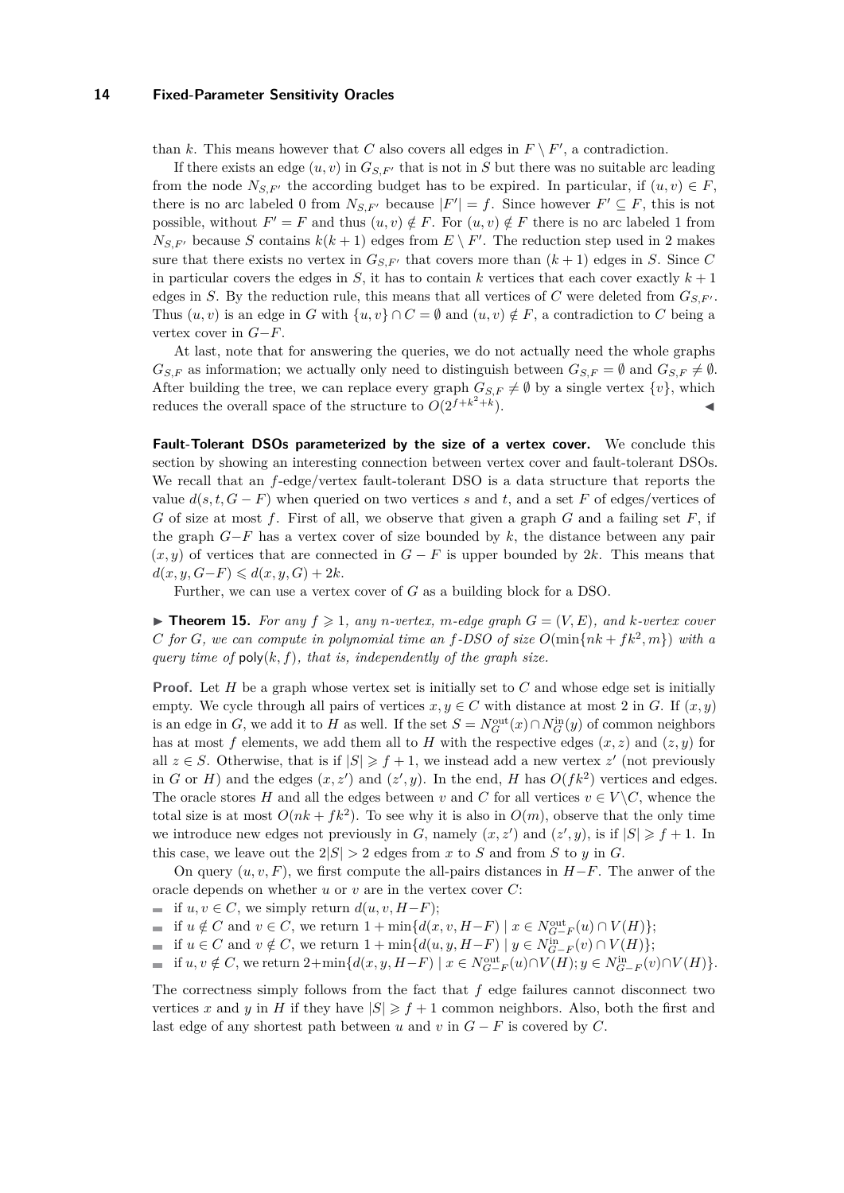than $k$. This means however that $C$ also covers all edges in $F \setminus F'$, a contradiction.

If there exists an edge $(u, v)$ in $G_{S,F'}$ that is not in $S$ but there was no suitable arc leading from the node $N_{S,F'}$ the according budget has to be expired. In particular, if $(u, v) \in F$, there is no arc labeled 0 from $N_{S,F'}$ because $|F'| = f$. Since however $F' \subseteq F$, this is not possible, without $F' = F$ and thus $(u, v) \notin F$. For $(u, v) \notin F$ there is no arc labeled 1 from $N_{S,F'}$ because $S$ contains $k(k + 1)$ edges from $E \setminus F'$. The reduction step used in 2 makes sure that there exists no vertex in $G_{S,F'}$ that covers more than $(k + 1)$ edges in $S$. Since $C$ in particular covers the edges in $S$, it has to contain $k$ vertices that each cover exactly $k + 1$ edges in $S$. By the reduction rule, this means that all vertices of $C$ were deleted from $G_{S,F'}$. Thus $(u, v)$ is an edge in $G$ with $\{u, v\} \cap C = \emptyset$ and $(u, v) \notin F$, a contradiction to $C$ being a vertex cover in $G-F$.

At last, note that for answering the queries, we do not actually need the whole graphs $G_{S,F}$ as information; we actually only need to distinguish between $G_{S,F} = \emptyset$ and $G_{S,F} \neq \emptyset$. After building the tree, we can replace every graph $G_{S,F} \neq \emptyset$ by a single vertex $\{v\}$, which reduces the overall space of the structure to $O(2^{f+k^2+k})$. ◀

**Fault-Tolerant DSOs parameterized by the size of a vertex cover.** We conclude this section by showing an interesting connection between vertex cover and fault-tolerant DSOs. We recall that an $f$-edge/vertex fault-tolerant DSO is a data structure that reports the value $d(s, t, G - F)$ when queried on two vertices $s$ and $t$, and a set $F$ of edges/vertices of $G$ of size at most $f$. First of all, we observe that given a graph $G$ and a failing set $F$, if the graph $G-F$ has a vertex cover of size bounded by $k$, the distance between any pair $(x, y)$ of vertices that are connected in $G - F$ is upper bounded by $2k$. This means that $d(x, y, G-F) \leqslant d(x, y, G) + 2k$.

Further, we can use a vertex cover of $G$ as a building block for a DSO.

▶ **Theorem 15.** *For any $f \geqslant 1$, any $n$-vertex, $m$-edge graph $G = (V, E)$, and $k$-vertex cover $C$ for $G$, we can compute in polynomial time an $f$-DSO of size $O(\min\{nk + fk^2, m\})$ with a query time of $\mathsf{poly}(k, f)$, that is, independently of the graph size.*

**Proof.** Let $H$ be a graph whose vertex set is initially set to $C$ and whose edge set is initially empty. We cycle through all pairs of vertices $x, y \in C$ with distance at most 2 in $G$. If $(x, y)$ is an edge in $G$, we add it to $H$ as well. If the set $S = N^{\text{out}}_G(x) \cap N^{\text{in}}_G(y)$ of common neighbors has at most $f$ elements, we add them all to $H$ with the respective edges $(x, z)$ and $(z, y)$ for all $z \in S$. Otherwise, that is if $|S| \geqslant f + 1$, we instead add a new vertex $z'$ (not previously in $G$ or $H$) and the edges $(x, z')$ and $(z', y)$. In the end, $H$ has $O(fk^2)$ vertices and edges. The oracle stores $H$ and all the edges between $v$ and $C$ for all vertices $v \in V \setminus C$, whence the total size is at most $O(nk + fk^2)$. To see why it is also in $O(m)$, observe that the only time we introduce new edges not previously in $G$, namely $(x, z')$ and $(z', y)$, is if $|S| \geqslant f + 1$. In this case, we leave out the $2|S| > 2$ edges from $x$ to $S$ and from $S$ to $y$ in $G$.

On query $(u, v, F)$, we first compute the all-pairs distances in $H-F$. The anwer of the oracle depends on whether $u$ or $v$ are in the vertex cover $C$:

- if $u, v \in C$, we simply return $d(u, v, H-F)$;
- if $u \notin C$ and $v \in C$, we return $1 + \min\{d(x, v, H-F) \mid x \in N^{\text{out}}_{G-F}(u) \cap V(H)\}$;
- if $u \in C$ and $v \notin C$, we return $1 + \min\{d(u, y, H-F) \mid y \in N^{\text{in}}_{G-F}(v) \cap V(H)\}$;
- if $u, v \notin C$, we return $2+\min\{d(x, y, H-F) \mid x \in N^{\text{out}}_{G-F}(u) \cap V(H); y \in N^{\text{in}}_{G-F}(v) \cap V(H)\}$.

The correctness simply follows from the fact that $f$ edge failures cannot disconnect two vertices $x$ and $y$ in $H$ if they have $|S| \geqslant f + 1$ common neighbors. Also, both the first and last edge of any shortest path between $u$ and $v$ in $G - F$ is covered by $C$.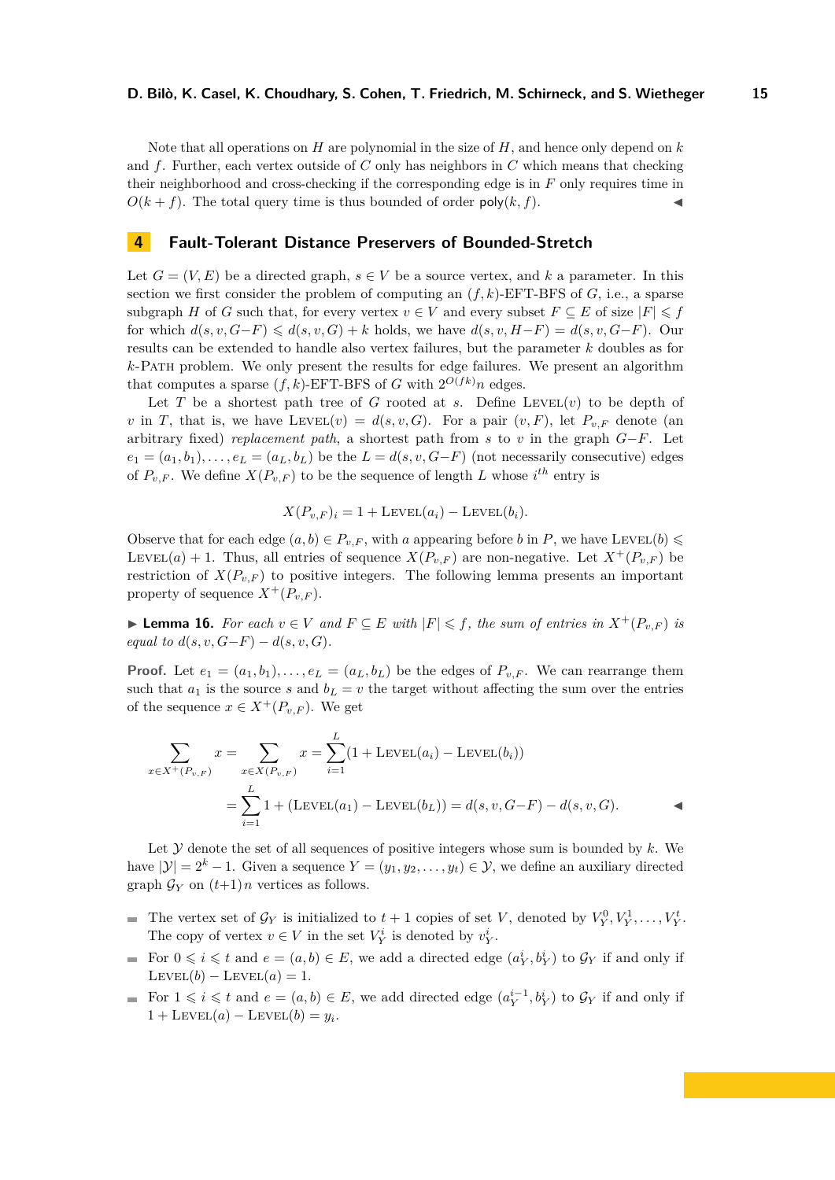Note that all operations on $H$ are polynomial in the size of $H$, and hence only depend on $k$ and $f$. Further, each vertex outside of $C$ only has neighbors in $C$ which means that checking their neighborhood and cross-checking if the corresponding edge is in $F$ only requires time in $O(k + f)$. The total query time is thus bounded of order $\mathsf{poly}(k, f)$. ◀

## 4 Fault-Tolerant Distance Preservers of Bounded-Stretch

Let $G = (V, E)$ be a directed graph, $s \in V$ be a source vertex, and $k$ a parameter. In this section we first consider the problem of computing an $(f, k)$-EFT-BFS of $G$, i.e., a sparse subgraph $H$ of $G$ such that, for every vertex $v \in V$ and every subset $F \subseteq E$ of size $|F| \leqslant f$ for which $d(s, v, G{-}F) \leqslant d(s, v, G) + k$ holds, we have $d(s, v, H{-}F) = d(s, v, G{-}F)$. Our results can be extended to handle also vertex failures, but the parameter $k$ doubles as for $k$-Path problem. We only present the results for edge failures. We present an algorithm that computes a sparse $(f, k)$-EFT-BFS of $G$ with $2^{O(fk)}n$ edges.

Let $T$ be a shortest path tree of $G$ rooted at $s$. Define $\textsc{Level}(v)$ to be depth of $v$ in $T$, that is, we have $\textsc{Level}(v) = d(s, v, G)$. For a pair $(v, F)$, let $P_{v,F}$ denote (an arbitrary fixed) *replacement path*, a shortest path from $s$ to $v$ in the graph $G{-}F$. Let $e_1 = (a_1, b_1), \dots, e_L = (a_L, b_L)$ be the $L = d(s, v, G{-}F)$ (not necessarily consecutive) edges of $P_{v,F}$. We define $X(P_{v,F})$ to be the sequence of length $L$ whose $i^{th}$ entry is

$$X(P_{v,F})_i = 1 + \textsc{Level}(a_i) - \textsc{Level}(b_i).$$

Observe that for each edge $(a, b) \in P_{v,F}$, with $a$ appearing before $b$ in $P$, we have $\textsc{Level}(b) \leqslant \textsc{Level}(a) + 1$. Thus, all entries of sequence $X(P_{v,F})$ are non-negative. Let $X^+(P_{v,F})$ be restriction of $X(P_{v,F})$ to positive integers. The following lemma presents an important property of sequence $X^+(P_{v,F})$.

▶ **Lemma 16.** *For each $v \in V$ and $F \subseteq E$ with $|F| \leqslant f$, the sum of entries in $X^+(P_{v,F})$ is equal to $d(s, v, G{-}F) - d(s, v, G)$.*

**Proof.** Let $e_1 = (a_1, b_1), \dots, e_L = (a_L, b_L)$ be the edges of $P_{v,F}$. We can rearrange them such that $a_1$ is the source $s$ and $b_L = v$ the target without affecting the sum over the entries of the sequence $x \in X^+(P_{v,F})$. We get

$$\sum_{x \in X^+(P_{v,F})} x = \sum_{x \in X(P_{v,F})} x = \sum_{i=1}^{L} (1 + \textsc{Level}(a_i) - \textsc{Level}(b_i))$$
$$= \sum_{i=1}^{L} 1 + (\textsc{Level}(a_1) - \textsc{Level}(b_L)) = d(s, v, G{-}F) - d(s, v, G).$$

◀

Let $\mathcal{Y}$ denote the set of all sequences of positive integers whose sum is bounded by $k$. We have $|\mathcal{Y}| = 2^k - 1$. Given a sequence $Y = (y_1, y_2, \dots, y_t) \in \mathcal{Y}$, we define an auxiliary directed graph $\mathcal{G}_Y$ on $(t{+}1)n$ vertices as follows.

- The vertex set of $\mathcal{G}_Y$ is initialized to $t + 1$ copies of set $V$, denoted by $V_Y^0, V_Y^1, \dots, V_Y^t$. The copy of vertex $v \in V$ in the set $V_Y^i$ is denoted by $v_Y^i$.
- For $0 \leqslant i \leqslant t$ and $e = (a, b) \in E$, we add a directed edge $(a_Y^i, b_Y^i)$ to $\mathcal{G}_Y$ if and only if $\textsc{Level}(b) - \textsc{Level}(a) = 1$.
- For $1 \leqslant i \leqslant t$ and $e = (a, b) \in E$, we add directed edge $(a_Y^{i-1}, b_Y^i)$ to $\mathcal{G}_Y$ if and only if $1 + \textsc{Level}(a) - \textsc{Level}(b) = y_i$.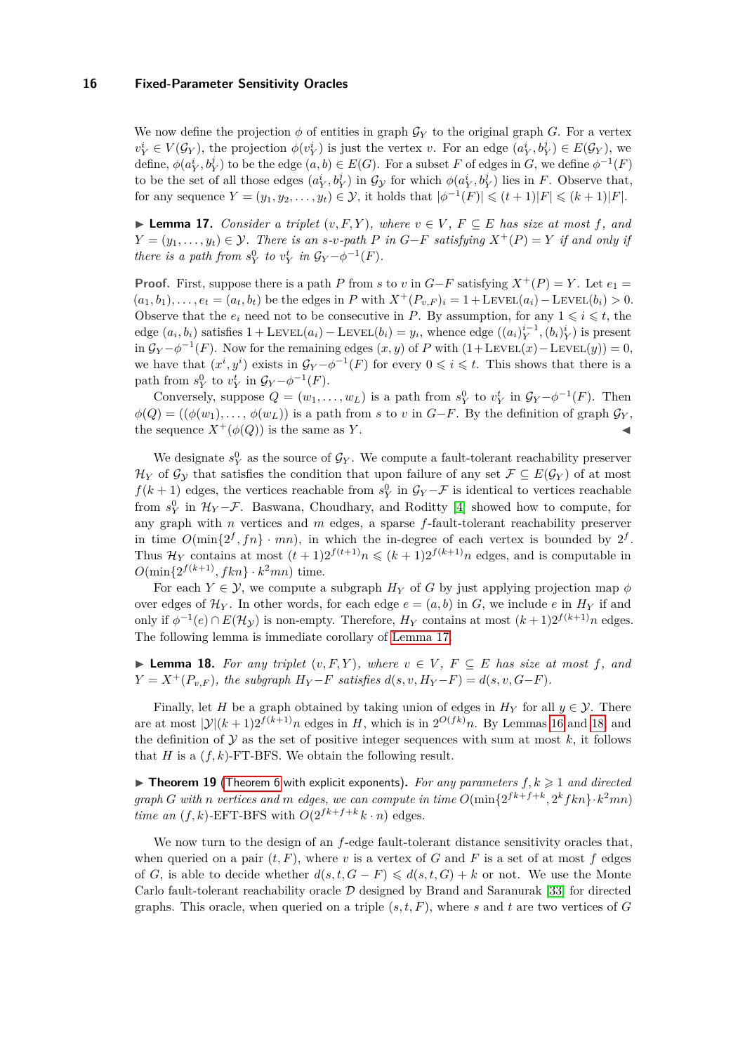We now define the projection $\phi$ of entities in graph $\mathcal{G}_Y$ to the original graph $G$. For a vertex $v_Y^i \in V(\mathcal{G}_Y)$, the projection $\phi(v_Y^i)$ is just the vertex $v$. For an edge $(a_Y^i, b_Y^j) \in E(\mathcal{G}_Y)$, we define, $\phi(a_Y^i, b_Y^j)$ to be the edge $(a,b) \in E(G)$. For a subset $F$ of edges in $G$, we define $\phi^{-1}(F)$ to be the set of all those edges $(a_Y^i, b_Y^j)$ in $\mathcal{G}_\mathcal{Y}$ for which $\phi(a_Y^i, b_Y^j)$ lies in $F$. Observe that, for any sequence $Y = (y_1, y_2, \ldots, y_t) \in \mathcal{Y}$, it holds that $|\phi^{-1}(F)| \leqslant (t+1)|F| \leqslant (k+1)|F|$.

▶ **Lemma 17.** *Consider a triplet $(v, F, Y)$, where $v \in V$, $F \subseteq E$ has size at most $f$, and $Y = (y_1, \ldots, y_t) \in \mathcal{Y}$. There is an $s$-$v$-path $P$ in $G-F$ satisfying $X^+(P) = Y$ if and only if there is a path from $s_Y^0$ to $v_Y^t$ in $\mathcal{G}_Y - \phi^{-1}(F)$.*

**Proof.** First, suppose there is a path $P$ from $s$ to $v$ in $G-F$ satisfying $X^+(P) = Y$. Let $e_1 = (a_1, b_1), \ldots, e_t = (a_t, b_t)$ be the edges in $P$ with $X^+(P_{v,F})_i = 1 + \text{LEVEL}(a_i) - \text{LEVEL}(b_i) > 0$. Observe that the $e_i$ need not to be consecutive in $P$. By assumption, for any $1 \leqslant i \leqslant t$, the edge $(a_i, b_i)$ satisfies $1 + \text{LEVEL}(a_i) - \text{LEVEL}(b_i) = y_i$, whence edge $((a_i)_Y^{i-1}, (b_i)_Y^i)$ is present in $\mathcal{G}_Y - \phi^{-1}(F)$. Now for the remaining edges $(x, y)$ of $P$ with $(1 + \text{LEVEL}(x) - \text{LEVEL}(y)) = 0$, we have that $(x^i, y^i)$ exists in $\mathcal{G}_Y - \phi^{-1}(F)$ for every $0 \leqslant i \leqslant t$. This shows that there is a path from $s_Y^0$ to $v_Y^t$ in $\mathcal{G}_Y - \phi^{-1}(F)$.

Conversely, suppose $Q = (w_1, \ldots, w_L)$ is a path from $s_Y^0$ to $v_Y^t$ in $\mathcal{G}_Y - \phi^{-1}(F)$. Then $\phi(Q) = ((\phi(w_1), \ldots, \phi(w_L))$ is a path from $s$ to $v$ in $G-F$. By the definition of graph $\mathcal{G}_Y$, the sequence $X^+(\phi(Q))$ is the same as $Y$. ◀

We designate $s_Y^0$ as the source of $\mathcal{G}_Y$. We compute a fault-tolerant reachability preserver $\mathcal{H}_Y$ of $\mathcal{G}_\mathcal{Y}$ that satisfies the condition that upon failure of any set $\mathcal{F} \subseteq E(\mathcal{G}_Y)$ of at most $f(k+1)$ edges, the vertices reachable from $s_Y^0$ in $\mathcal{G}_Y - \mathcal{F}$ is identical to vertices reachable from $s_Y^0$ in $\mathcal{H}_Y - \mathcal{F}$. Baswana, Choudhary, and Roditty [4] showed how to compute, for any graph with $n$ vertices and $m$ edges, a sparse $f$-fault-tolerant reachability preserver in time $O(\min\{2^f, fn\} \cdot mn)$, in which the in-degree of each vertex is bounded by $2^f$. Thus $\mathcal{H}_Y$ contains at most $(t+1)2^{f(t+1)}n \leqslant (k+1)2^{f(k+1)}n$ edges, and is computable in $O(\min\{2^{f(k+1)}, fkn\} \cdot k^2 mn)$ time.

For each $Y \in \mathcal{Y}$, we compute a subgraph $H_Y$ of $G$ by just applying projection map $\phi$ over edges of $\mathcal{H}_Y$. In other words, for each edge $e = (a, b)$ in $G$, we include $e$ in $H_Y$ if and only if $\phi^{-1}(e) \cap E(\mathcal{H}_\mathcal{Y})$ is non-empty. Therefore, $H_Y$ contains at most $(k+1)2^{f(k+1)}n$ edges. The following lemma is immediate corollary of Lemma 17.

▶ **Lemma 18.** *For any triplet $(v, F, Y)$, where $v \in V$, $F \subseteq E$ has size at most $f$, and $Y = X^+(P_{v,F})$, the subgraph $H_Y - F$ satisfies $d(s, v, H_Y - F) = d(s, v, G - F)$.*

Finally, let $H$ be a graph obtained by taking union of edges in $H_Y$ for all $y \in \mathcal{Y}$. There are at most $|\mathcal{Y}|(k+1)2^{f(k+1)}n$ edges in $H$, which is in $2^{O(fk)}n$. By Lemmas 16 and 18, and the definition of $\mathcal{Y}$ as the set of positive integer sequences with sum at most $k$, it follows that $H$ is a $(f, k)$-FT-BFS. We obtain the following result.

▶ **Theorem 19** (Theorem 6 with explicit exponents)**.** *For any parameters $f, k \geqslant 1$ and directed graph $G$ with $n$ vertices and $m$ edges, we can compute in time $O(\min\{2^{fk+f+k}, 2^k fkn\} \cdot k^2 mn)$ time an $(f, k)$-EFT-BFS with $O(2^{fk+f+k} k \cdot n)$ edges.*

We now turn to the design of an $f$-edge fault-tolerant distance sensitivity oracles that, when queried on a pair $(t, F)$, where $v$ is a vertex of $G$ and $F$ is a set of at most $f$ edges of $G$, is able to decide whether $d(s, t, G - F) \leqslant d(s, t, G) + k$ or not. We use the Monte Carlo fault-tolerant reachability oracle $\mathcal{D}$ designed by Brand and Saranurak [33] for directed graphs. This oracle, when queried on a triple $(s, t, F)$, where $s$ and $t$ are two vertices of $G$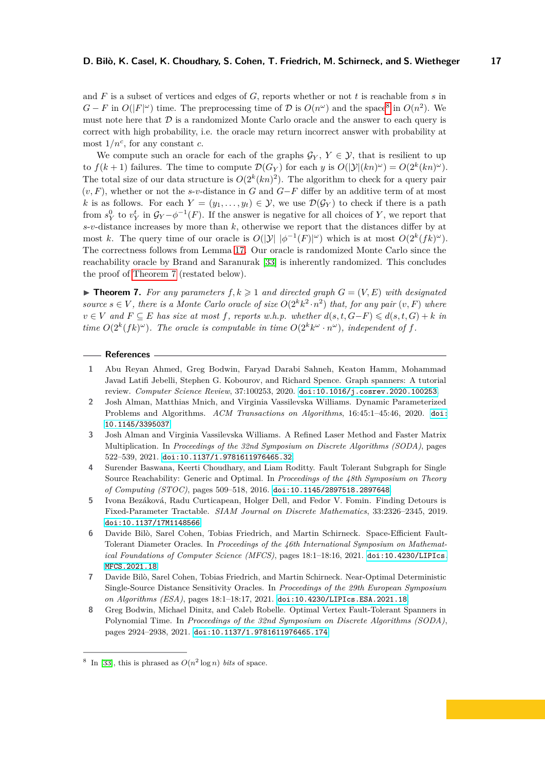and $F$ is a subset of vertices and edges of $G$, reports whether or not $t$ is reachable from $s$ in $G-F$ in $O(|F|^\omega)$ time. The preprocessing time of $\mathcal{D}$ is $O(n^\omega)$ and the space[8] in $O(n^2)$. We must note here that $\mathcal{D}$ is a randomized Monte Carlo oracle and the answer to each query is correct with high probability, i.e. the oracle may return incorrect answer with probability at most $1/n^c$, for any constant $c$.

We compute such an oracle for each of the graphs $\mathcal{G}_Y$, $Y \in \mathcal{Y}$, that is resilient to up to $f(k+1)$ failures. The time to compute $\mathcal{D}(G_Y)$ for each $y$ is $O(|\mathcal{Y}|(kn)^\omega) = O(2^k(kn)^\omega)$. The total size of our data structure is $O(2^k(kn)^2)$. The algorithm to check for a query pair $(v, F)$, whether or not the $s$-$v$-distance in $G$ and $G-F$ differ by an additive term of at most $k$ is as follows. For each $Y = (y_1, \ldots, y_t) \in \mathcal{Y}$, we use $\mathcal{D}(\mathcal{G}_Y)$ to check if there is a path from $s_Y^0$ to $v_Y^t$ in $\mathcal{G}_Y - \phi^{-1}(F)$. If the answer is negative for all choices of $Y$, we report that $s$-$v$-distance increases by more than $k$, otherwise we report that the distances differ by at most $k$. The query time of our oracle is $O(|\mathcal{Y}|\ |\phi^{-1}(F)|^\omega)$ which is at most $O(2^k(fk)^\omega)$. The correctness follows from Lemma 17. Our oracle is randomized Monte Carlo since the reachability oracle by Brand and Saranurak [33] is inherently randomized. This concludes the proof of Theorem 7 (restated below).

▶ **Theorem 7.** *For any parameters $f, k \geqslant 1$ and directed graph $G = (V, E)$ with designated source $s \in V$, there is a Monte Carlo oracle of size $O(2^k k^2 \cdot n^2)$ that, for any pair $(v, F)$ where $v \in V$ and $F \subseteq E$ has size at most $f$, reports w.h.p. whether $d(s, t, G-F) \leqslant d(s, t, G) + k$ in time $O(2^k(fk)^\omega)$. The oracle is computable in time $O(2^k k^\omega \cdot n^\omega)$, independent of $f$.*

## References

1. Abu Reyan Ahmed, Greg Bodwin, Faryad Darabi Sahneh, Keaton Hamm, Mohammad Javad Latifi Jebelli, Stephen G. Kobourov, and Richard Spence. Graph spanners: A tutorial review. *Computer Science Review*, 37:100253, 2020. doi:10.1016/j.cosrev.2020.100253.
2. Josh Alman, Matthias Mnich, and Virginia Vassilevska Williams. Dynamic Parameterized Problems and Algorithms. *ACM Transactions on Algorithms*, 16:45:1–45:46, 2020. doi:10.1145/3395037.
3. Josh Alman and Virginia Vassilevska Williams. A Refined Laser Method and Faster Matrix Multiplication. In *Proceedings of the 32nd Symposium on Discrete Algorithms (SODA)*, pages 522–539, 2021. doi:10.1137/1.9781611976465.32.
4. Surender Baswana, Keerti Choudhary, and Liam Roditty. Fault Tolerant Subgraph for Single Source Reachability: Generic and Optimal. In *Proceedings of the 48th Symposium on Theory of Computing (STOC)*, pages 509–518, 2016. doi:10.1145/2897518.2897648.
5. Ivona Bezáková, Radu Curticapean, Holger Dell, and Fedor V. Fomin. Finding Detours is Fixed-Parameter Tractable. *SIAM Journal on Discrete Mathematics*, 33:2326–2345, 2019. doi:10.1137/17M1148566.
6. Davide Bilò, Sarel Cohen, Tobias Friedrich, and Martin Schirneck. Space-Efficient Fault-Tolerant Diameter Oracles. In *Proceedings of the 46th International Symposium on Mathematical Foundations of Computer Science (MFCS)*, pages 18:1–18:16, 2021. doi:10.4230/LIPIcs.MFCS.2021.18.
7. Davide Bilò, Sarel Cohen, Tobias Friedrich, and Martin Schirneck. Near-Optimal Deterministic Single-Source Distance Sensitivity Oracles. In *Proceedings of the 29th European Symposium on Algorithms (ESA)*, pages 18:1–18:17, 2021. doi:10.4230/LIPIcs.ESA.2021.18.
8. Greg Bodwin, Michael Dinitz, and Caleb Robelle. Optimal Vertex Fault-Tolerant Spanners in Polynomial Time. In *Proceedings of the 32nd Symposium on Discrete Algorithms (SODA)*, pages 2924–2938, 2021. doi:10.1137/1.9781611976465.174.

[8] In [33], this is phrased as $O(n^2 \log n)$ *bits* of space.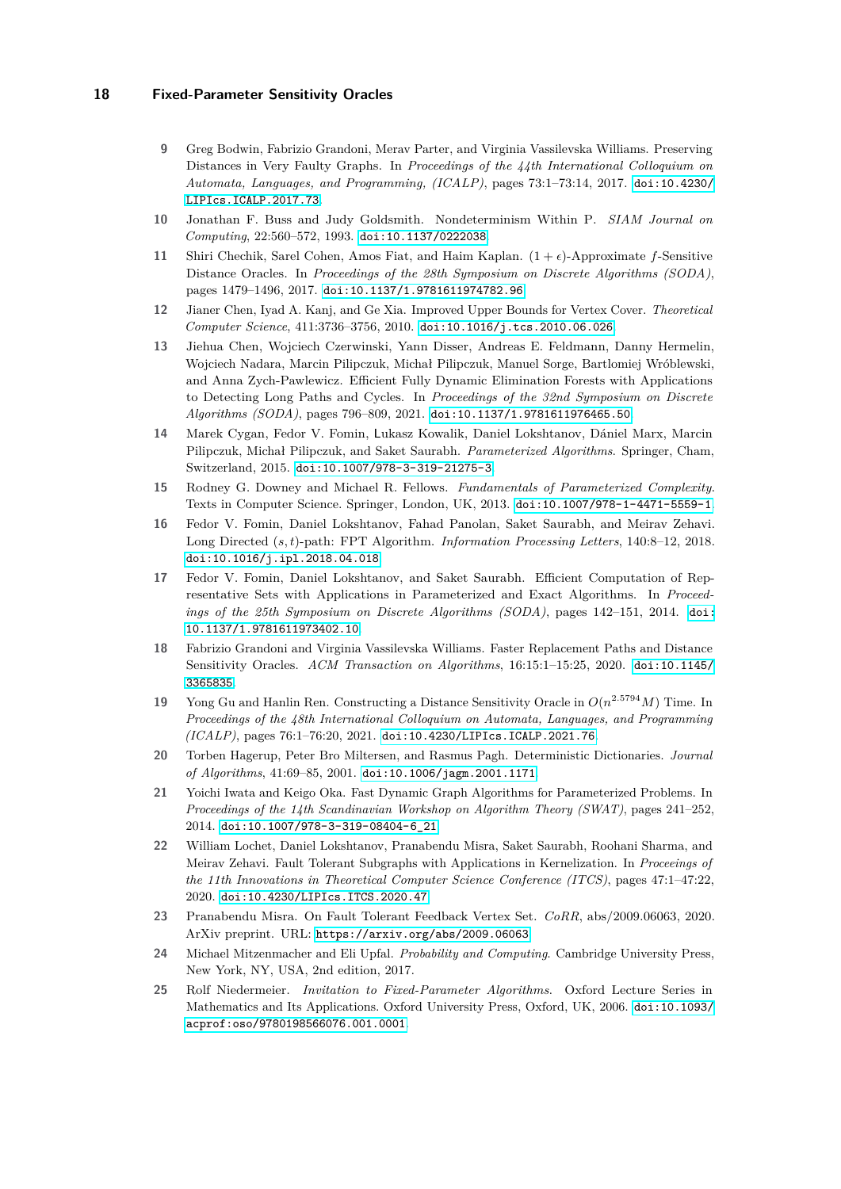9 Greg Bodwin, Fabrizio Grandoni, Merav Parter, and Virginia Vassilevska Williams. Preserving Distances in Very Faulty Graphs. In *Proceedings of the 44th International Colloquium on Automata, Languages, and Programming, (ICALP)*, pages 73:1–73:14, 2017. doi:10.4230/LIPIcs.ICALP.2017.73.

10 Jonathan F. Buss and Judy Goldsmith. Nondeterminism Within P. *SIAM Journal on Computing*, 22:560–572, 1993. doi:10.1137/0222038.

11 Shiri Chechik, Sarel Cohen, Amos Fiat, and Haim Kaplan. $(1+\epsilon)$-Approximate $f$-Sensitive Distance Oracles. In *Proceedings of the 28th Symposium on Discrete Algorithms (SODA)*, pages 1479–1496, 2017. doi:10.1137/1.9781611974782.96.

12 Jianer Chen, Iyad A. Kanj, and Ge Xia. Improved Upper Bounds for Vertex Cover. *Theoretical Computer Science*, 411:3736–3756, 2010. doi:10.1016/j.tcs.2010.06.026.

13 Jiehua Chen, Wojciech Czerwinski, Yann Disser, Andreas E. Feldmann, Danny Hermelin, Wojciech Nadara, Marcin Pilipczuk, Michał Pilipczuk, Manuel Sorge, Bartlomiej Wróblewski, and Anna Zych-Pawlewicz. Efficient Fully Dynamic Elimination Forests with Applications to Detecting Long Paths and Cycles. In *Proceedings of the 32nd Symposium on Discrete Algorithms (SODA)*, pages 796–809, 2021. doi:10.1137/1.9781611976465.50.

14 Marek Cygan, Fedor V. Fomin, Lukasz Kowalik, Daniel Lokshtanov, Dániel Marx, Marcin Pilipczuk, Michał Pilipczuk, and Saket Saurabh. *Parameterized Algorithms*. Springer, Cham, Switzerland, 2015. doi:10.1007/978-3-319-21275-3.

15 Rodney G. Downey and Michael R. Fellows. *Fundamentals of Parameterized Complexity*. Texts in Computer Science. Springer, London, UK, 2013. doi:10.1007/978-1-4471-5559-1.

16 Fedor V. Fomin, Daniel Lokshtanov, Fahad Panolan, Saket Saurabh, and Meirav Zehavi. Long Directed $(s,t)$-path: FPT Algorithm. *Information Processing Letters*, 140:8–12, 2018. doi:10.1016/j.ipl.2018.04.018.

17 Fedor V. Fomin, Daniel Lokshtanov, and Saket Saurabh. Efficient Computation of Representative Sets with Applications in Parameterized and Exact Algorithms. In *Proceedings of the 25th Symposium on Discrete Algorithms (SODA)*, pages 142–151, 2014. doi:10.1137/1.9781611973402.10.

18 Fabrizio Grandoni and Virginia Vassilevska Williams. Faster Replacement Paths and Distance Sensitivity Oracles. *ACM Transaction on Algorithms*, 16:15:1–15:25, 2020. doi:10.1145/3365835.

19 Yong Gu and Hanlin Ren. Constructing a Distance Sensitivity Oracle in $O(n^{2.5794}M)$ Time. In *Proceedings of the 48th International Colloquium on Automata, Languages, and Programming (ICALP)*, pages 76:1–76:20, 2021. doi:10.4230/LIPIcs.ICALP.2021.76.

20 Torben Hagerup, Peter Bro Miltersen, and Rasmus Pagh. Deterministic Dictionaries. *Journal of Algorithms*, 41:69–85, 2001. doi:10.1006/jagm.2001.1171.

21 Yoichi Iwata and Keigo Oka. Fast Dynamic Graph Algorithms for Parameterized Problems. In *Proceedings of the 14th Scandinavian Workshop on Algorithm Theory (SWAT)*, pages 241–252, 2014. doi:10.1007/978-3-319-08404-6_21.

22 William Lochet, Daniel Lokshtanov, Pranabendu Misra, Saket Saurabh, Roohani Sharma, and Meirav Zehavi. Fault Tolerant Subgraphs with Applications in Kernelization. In *Proceeings of the 11th Innovations in Theoretical Computer Science Conference (ITCS)*, pages 47:1–47:22, 2020. doi:10.4230/LIPIcs.ITCS.2020.47.

23 Pranabendu Misra. On Fault Tolerant Feedback Vertex Set. *CoRR*, abs/2009.06063, 2020. ArXiv preprint. URL: https://arxiv.org/abs/2009.06063.

24 Michael Mitzenmacher and Eli Upfal. *Probability and Computing*. Cambridge University Press, New York, NY, USA, 2nd edition, 2017.

25 Rolf Niedermeier. *Invitation to Fixed-Parameter Algorithms*. Oxford Lecture Series in Mathematics and Its Applications. Oxford University Press, Oxford, UK, 2006. doi:10.1093/acprof:oso/9780198566076.001.0001.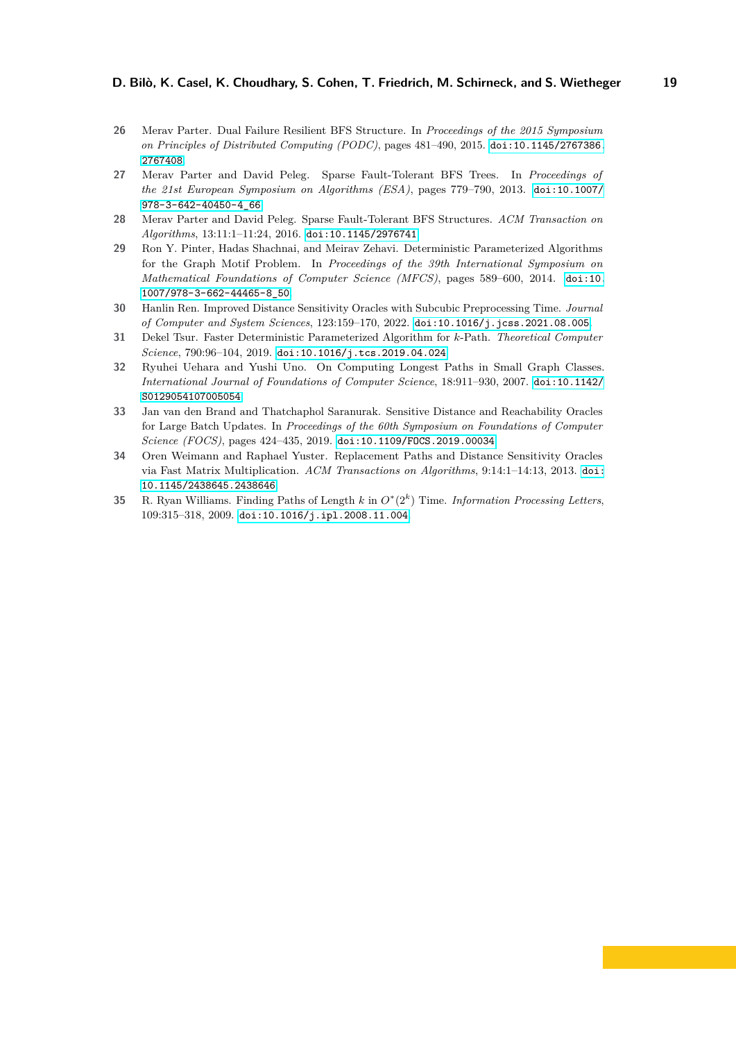26 Merav Parter. Dual Failure Resilient BFS Structure. In *Proceedings of the 2015 Symposium on Principles of Distributed Computing (PODC)*, pages 481–490, 2015. doi:10.1145/2767386.2767408.

27 Merav Parter and David Peleg. Sparse Fault-Tolerant BFS Trees. In *Proceedings of the 21st European Symposium on Algorithms (ESA)*, pages 779–790, 2013. doi:10.1007/978-3-642-40450-4_66.

28 Merav Parter and David Peleg. Sparse Fault-Tolerant BFS Structures. *ACM Transaction on Algorithms*, 13:11:1–11:24, 2016. doi:10.1145/2976741.

29 Ron Y. Pinter, Hadas Shachnai, and Meirav Zehavi. Deterministic Parameterized Algorithms for the Graph Motif Problem. In *Proceedings of the 39th International Symposium on Mathematical Foundations of Computer Science (MFCS)*, pages 589–600, 2014. doi:10.1007/978-3-662-44465-8_50.

30 Hanlin Ren. Improved Distance Sensitivity Oracles with Subcubic Preprocessing Time. *Journal of Computer and System Sciences*, 123:159–170, 2022. doi:10.1016/j.jcss.2021.08.005.

31 Dekel Tsur. Faster Deterministic Parameterized Algorithm for $k$-Path. *Theoretical Computer Science*, 790:96–104, 2019. doi:10.1016/j.tcs.2019.04.024.

32 Ryuhei Uehara and Yushi Uno. On Computing Longest Paths in Small Graph Classes. *International Journal of Foundations of Computer Science*, 18:911–930, 2007. doi:10.1142/S0129054107005054.

33 Jan van den Brand and Thatchaphol Saranurak. Sensitive Distance and Reachability Oracles for Large Batch Updates. In *Proceedings of the 60th Symposium on Foundations of Computer Science (FOCS)*, pages 424–435, 2019. doi:10.1109/FOCS.2019.00034.

34 Oren Weimann and Raphael Yuster. Replacement Paths and Distance Sensitivity Oracles via Fast Matrix Multiplication. *ACM Transactions on Algorithms*, 9:14:1–14:13, 2013. doi:10.1145/2438645.2438646.

35 R. Ryan Williams. Finding Paths of Length $k$ in $O^*(2^k)$ Time. *Information Processing Letters*, 109:315–318, 2009. doi:10.1016/j.ipl.2008.11.004.